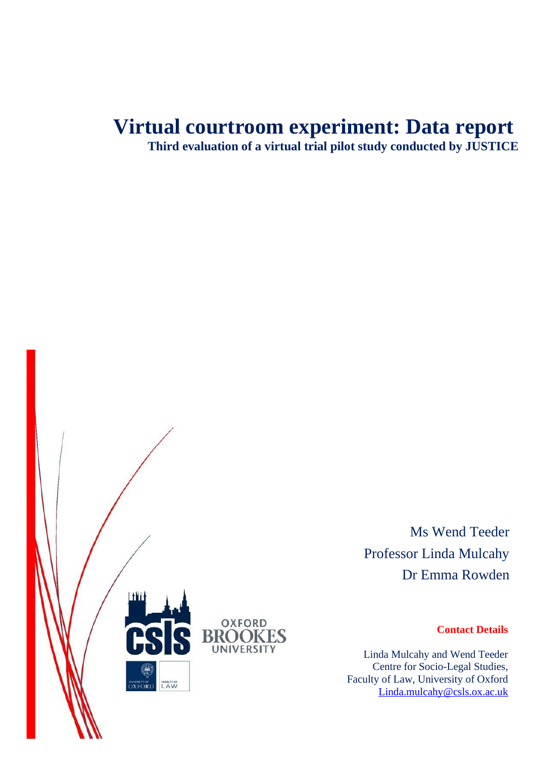# Virtual courtroom experiment: Data report

**Third evaluation of a virtual trial pilot study conducted by JUSTICE**

Ms Wend Teeder

Professor Linda Mulcahy

Dr Emma Rowden

**Contact Details**

Linda Mulcahy and Wend Teeder
Centre for Socio-Legal Studies,
Faculty of Law, University of Oxford
Linda.mulcahy@csls.ox.ac.uk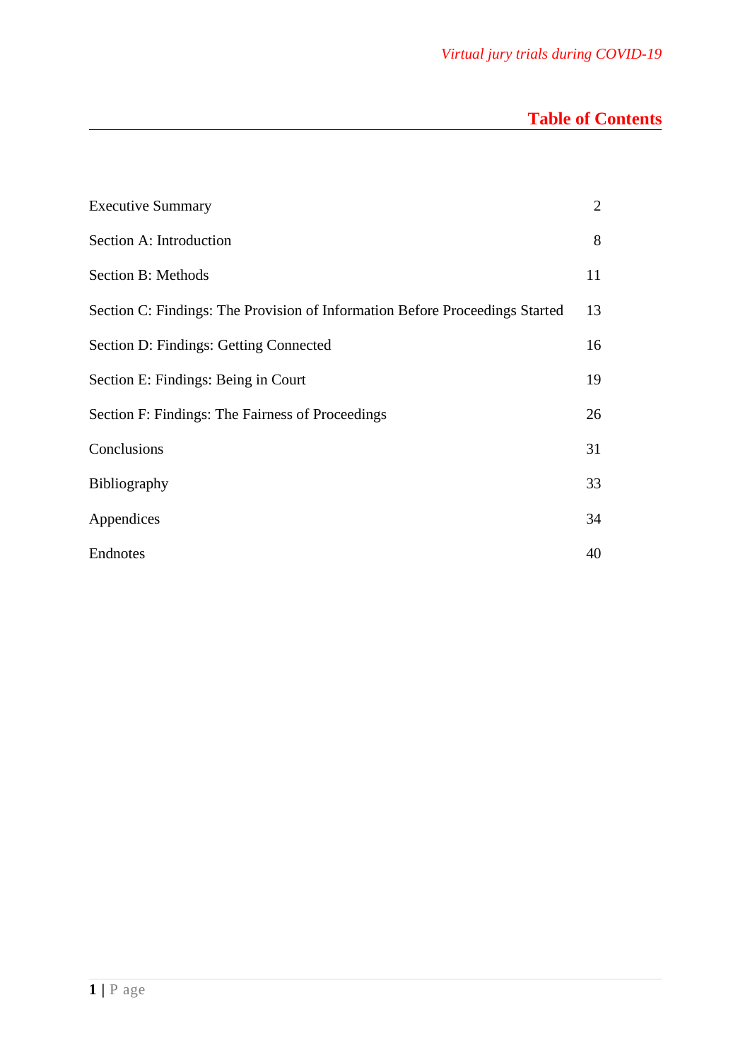## Table of Contents

| | |
|---|---|
| Executive Summary | 2 |
| Section A: Introduction | 8 |
| Section B: Methods | 11 |
| Section C: Findings: The Provision of Information Before Proceedings Started | 13 |
| Section D: Findings: Getting Connected | 16 |
| Section E: Findings: Being in Court | 19 |
| Section F: Findings: The Fairness of Proceedings | 26 |
| Conclusions | 31 |
| Bibliography | 33 |
| Appendices | 34 |
| Endnotes | 40 |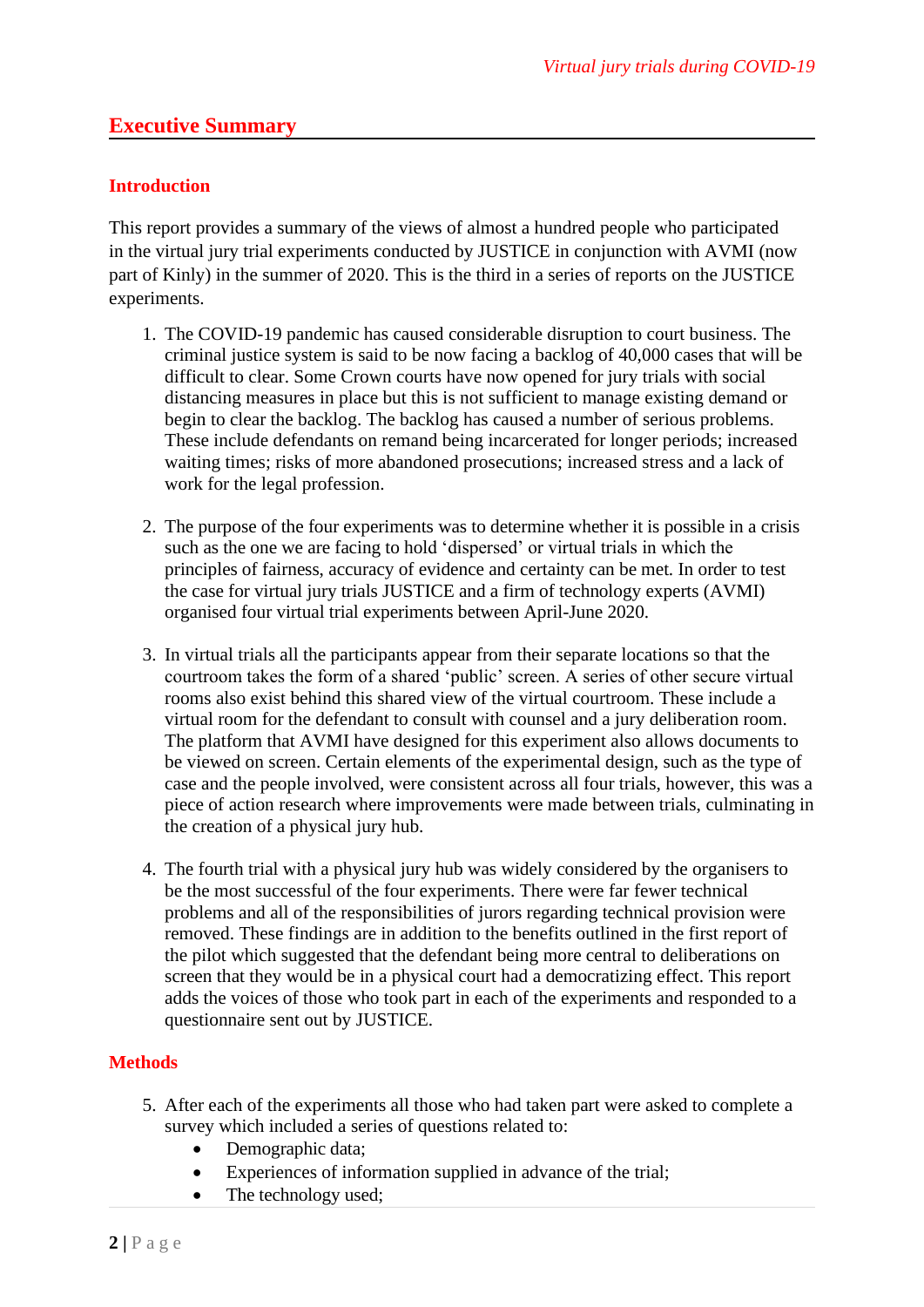## Executive Summary

### Introduction

This report provides a summary of the views of almost a hundred people who participated in the virtual jury trial experiments conducted by JUSTICE in conjunction with AVMI (now part of Kinly) in the summer of 2020. This is the third in a series of reports on the JUSTICE experiments.

1. The COVID-19 pandemic has caused considerable disruption to court business. The criminal justice system is said to be now facing a backlog of 40,000 cases that will be difficult to clear. Some Crown courts have now opened for jury trials with social distancing measures in place but this is not sufficient to manage existing demand or begin to clear the backlog. The backlog has caused a number of serious problems. These include defendants on remand being incarcerated for longer periods; increased waiting times; risks of more abandoned prosecutions; increased stress and a lack of work for the legal profession.

2. The purpose of the four experiments was to determine whether it is possible in a crisis such as the one we are facing to hold 'dispersed' or virtual trials in which the principles of fairness, accuracy of evidence and certainty can be met. In order to test the case for virtual jury trials JUSTICE and a firm of technology experts (AVMI) organised four virtual trial experiments between April-June 2020.

3. In virtual trials all the participants appear from their separate locations so that the courtroom takes the form of a shared 'public' screen. A series of other secure virtual rooms also exist behind this shared view of the virtual courtroom. These include a virtual room for the defendant to consult with counsel and a jury deliberation room. The platform that AVMI have designed for this experiment also allows documents to be viewed on screen. Certain elements of the experimental design, such as the type of case and the people involved, were consistent across all four trials, however, this was a piece of action research where improvements were made between trials, culminating in the creation of a physical jury hub.

4. The fourth trial with a physical jury hub was widely considered by the organisers to be the most successful of the four experiments. There were far fewer technical problems and all of the responsibilities of jurors regarding technical provision were removed. These findings are in addition to the benefits outlined in the first report of the pilot which suggested that the defendant being more central to deliberations on screen that they would be in a physical court had a democratizing effect. This report adds the voices of those who took part in each of the experiments and responded to a questionnaire sent out by JUSTICE.

### Methods

5. After each of the experiments all those who had taken part were asked to complete a survey which included a series of questions related to:
   - Demographic data;
   - Experiences of information supplied in advance of the trial;
   - The technology used;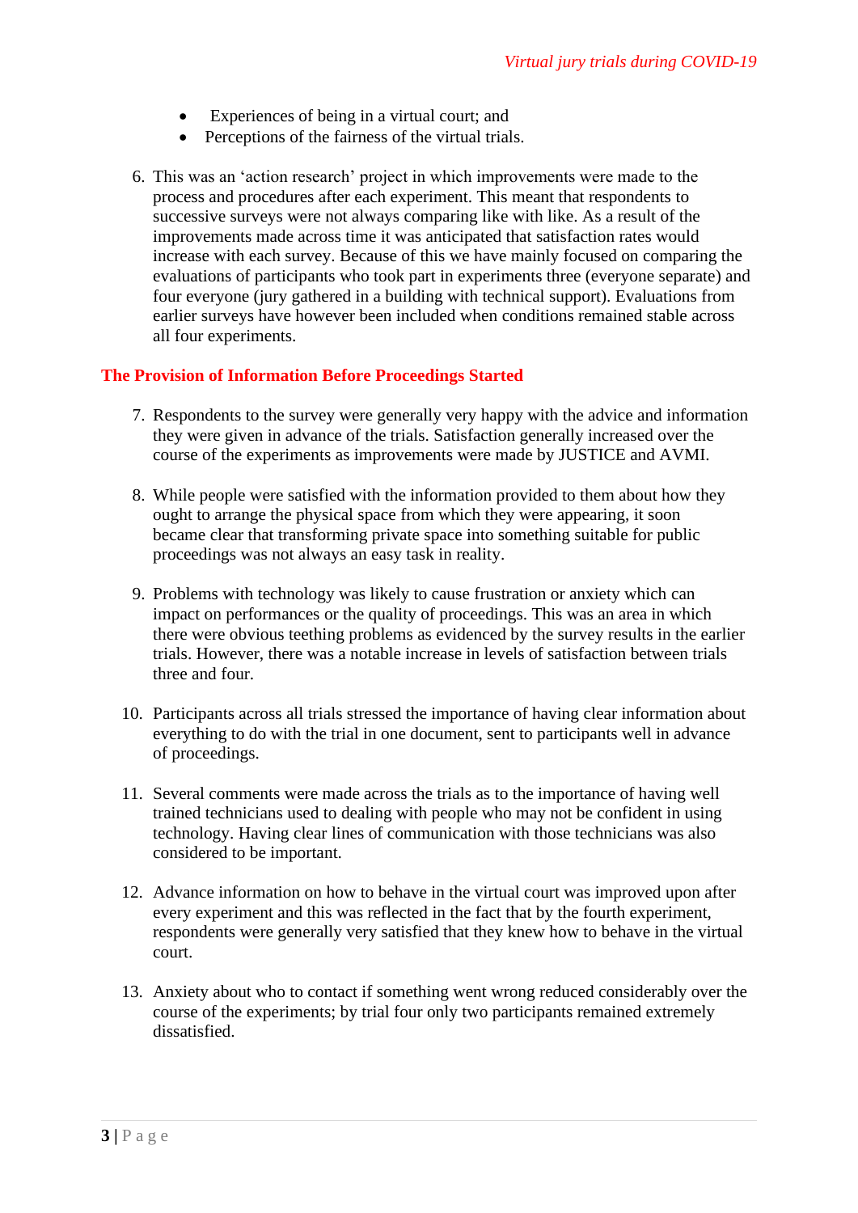- Experiences of being in a virtual court; and
- Perceptions of the fairness of the virtual trials.

6. This was an 'action research' project in which improvements were made to the process and procedures after each experiment. This meant that respondents to successive surveys were not always comparing like with like. As a result of the improvements made across time it was anticipated that satisfaction rates would increase with each survey. Because of this we have mainly focused on comparing the evaluations of participants who took part in experiments three (everyone separate) and four everyone (jury gathered in a building with technical support). Evaluations from earlier surveys have however been included when conditions remained stable across all four experiments.

## The Provision of Information Before Proceedings Started

7. Respondents to the survey were generally very happy with the advice and information they were given in advance of the trials. Satisfaction generally increased over the course of the experiments as improvements were made by JUSTICE and AVMI.

8. While people were satisfied with the information provided to them about how they ought to arrange the physical space from which they were appearing, it soon became clear that transforming private space into something suitable for public proceedings was not always an easy task in reality.

9. Problems with technology was likely to cause frustration or anxiety which can impact on performances or the quality of proceedings. This was an area in which there were obvious teething problems as evidenced by the survey results in the earlier trials. However, there was a notable increase in levels of satisfaction between trials three and four.

10. Participants across all trials stressed the importance of having clear information about everything to do with the trial in one document, sent to participants well in advance of proceedings.

11. Several comments were made across the trials as to the importance of having well trained technicians used to dealing with people who may not be confident in using technology. Having clear lines of communication with those technicians was also considered to be important.

12. Advance information on how to behave in the virtual court was improved upon after every experiment and this was reflected in the fact that by the fourth experiment, respondents were generally very satisfied that they knew how to behave in the virtual court.

13. Anxiety about who to contact if something went wrong reduced considerably over the course of the experiments; by trial four only two participants remained extremely dissatisfied.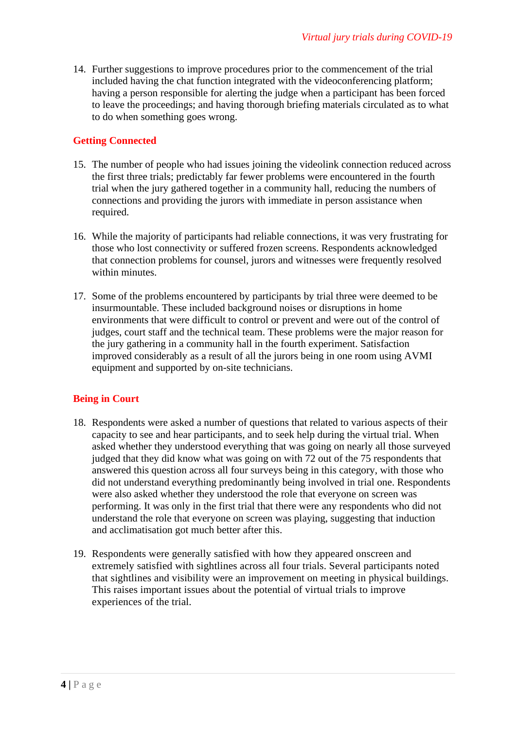14. Further suggestions to improve procedures prior to the commencement of the trial included having the chat function integrated with the videoconferencing platform; having a person responsible for alerting the judge when a participant has been forced to leave the proceedings; and having thorough briefing materials circulated as to what to do when something goes wrong.

## Getting Connected

15. The number of people who had issues joining the videolink connection reduced across the first three trials; predictably far fewer problems were encountered in the fourth trial when the jury gathered together in a community hall, reducing the numbers of connections and providing the jurors with immediate in person assistance when required.

16. While the majority of participants had reliable connections, it was very frustrating for those who lost connectivity or suffered frozen screens. Respondents acknowledged that connection problems for counsel, jurors and witnesses were frequently resolved within minutes.

17. Some of the problems encountered by participants by trial three were deemed to be insurmountable. These included background noises or disruptions in home environments that were difficult to control or prevent and were out of the control of judges, court staff and the technical team. These problems were the major reason for the jury gathering in a community hall in the fourth experiment. Satisfaction improved considerably as a result of all the jurors being in one room using AVMI equipment and supported by on-site technicians.

## Being in Court

18. Respondents were asked a number of questions that related to various aspects of their capacity to see and hear participants, and to seek help during the virtual trial. When asked whether they understood everything that was going on nearly all those surveyed judged that they did know what was going on with 72 out of the 75 respondents that answered this question across all four surveys being in this category, with those who did not understand everything predominantly being involved in trial one. Respondents were also asked whether they understood the role that everyone on screen was performing. It was only in the first trial that there were any respondents who did not understand the role that everyone on screen was playing, suggesting that induction and acclimatisation got much better after this.

19. Respondents were generally satisfied with how they appeared onscreen and extremely satisfied with sightlines across all four trials. Several participants noted that sightlines and visibility were an improvement on meeting in physical buildings. This raises important issues about the potential of virtual trials to improve experiences of the trial.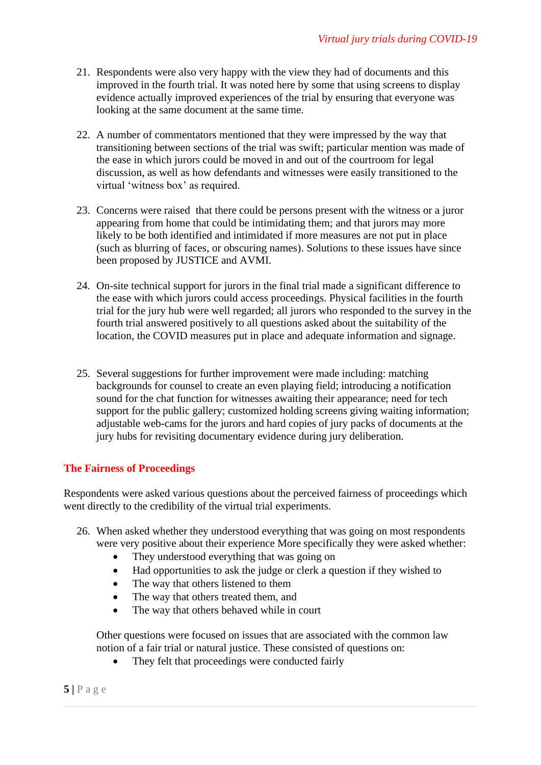21. Respondents were also very happy with the view they had of documents and this improved in the fourth trial. It was noted here by some that using screens to display evidence actually improved experiences of the trial by ensuring that everyone was looking at the same document at the same time.

22. A number of commentators mentioned that they were impressed by the way that transitioning between sections of the trial was swift; particular mention was made of the ease in which jurors could be moved in and out of the courtroom for legal discussion, as well as how defendants and witnesses were easily transitioned to the virtual 'witness box' as required.

23. Concerns were raised  that there could be persons present with the witness or a juror appearing from home that could be intimidating them; and that jurors may more likely to be both identified and intimidated if more measures are not put in place (such as blurring of faces, or obscuring names). Solutions to these issues have since been proposed by JUSTICE and AVMI.

24. On-site technical support for jurors in the final trial made a significant difference to the ease with which jurors could access proceedings. Physical facilities in the fourth trial for the jury hub were well regarded; all jurors who responded to the survey in the fourth trial answered positively to all questions asked about the suitability of the location, the COVID measures put in place and adequate information and signage.

25. Several suggestions for further improvement were made including: matching backgrounds for counsel to create an even playing field; introducing a notification sound for the chat function for witnesses awaiting their appearance; need for tech support for the public gallery; customized holding screens giving waiting information; adjustable web-cams for the jurors and hard copies of jury packs of documents at the jury hubs for revisiting documentary evidence during jury deliberation.

## The Fairness of Proceedings

Respondents were asked various questions about the perceived fairness of proceedings which went directly to the credibility of the virtual trial experiments.

26. When asked whether they understood everything that was going on most respondents were very positive about their experience More specifically they were asked whether:
    - They understood everything that was going on
    - Had opportunities to ask the judge or clerk a question if they wished to
    - The way that others listened to them
    - The way that others treated them, and
    - The way that others behaved while in court

    Other questions were focused on issues that are associated with the common law notion of a fair trial or natural justice. These consisted of questions on:
    - They felt that proceedings were conducted fairly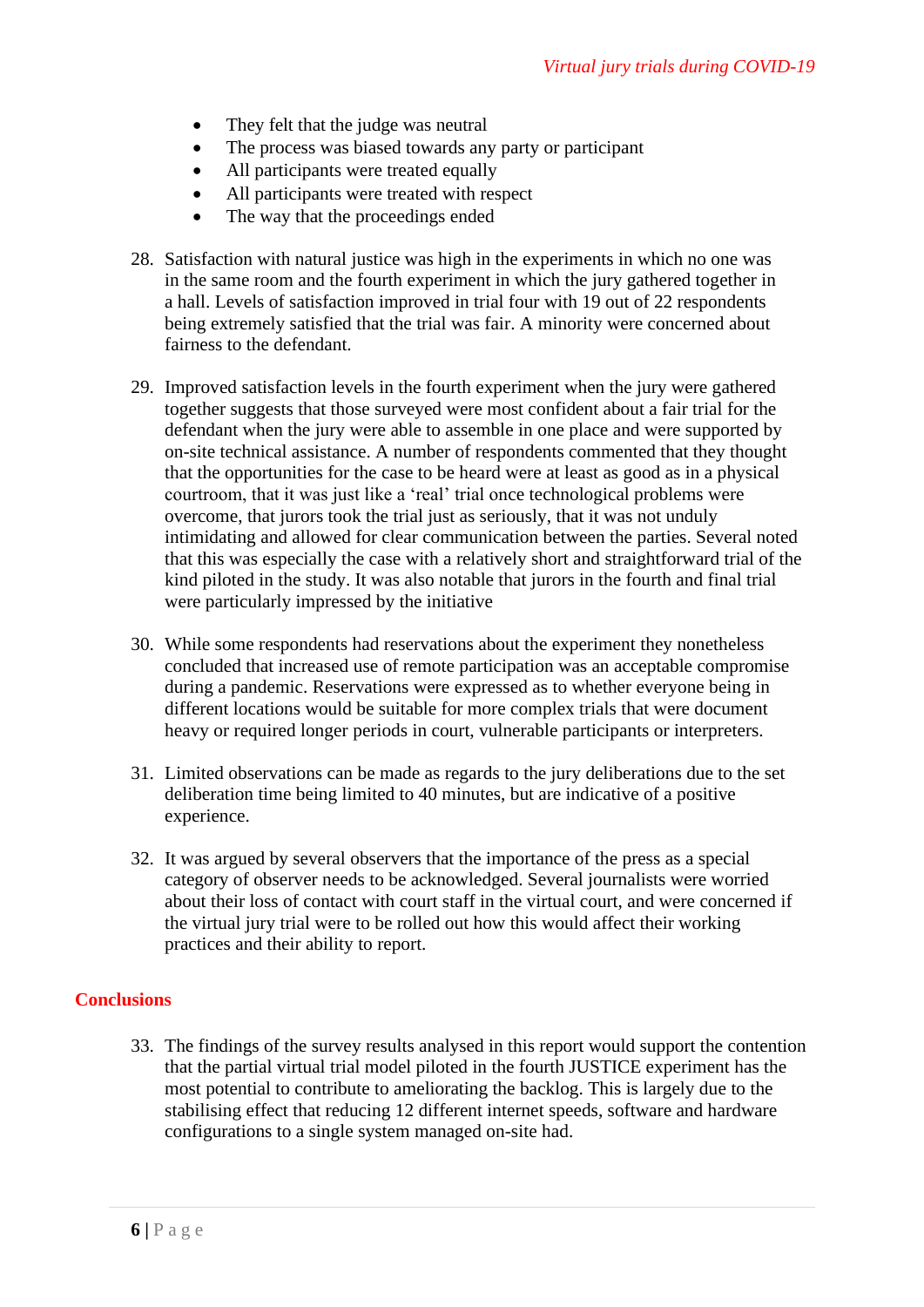- They felt that the judge was neutral
- The process was biased towards any party or participant
- All participants were treated equally
- All participants were treated with respect
- The way that the proceedings ended

28. Satisfaction with natural justice was high in the experiments in which no one was in the same room and the fourth experiment in which the jury gathered together in a hall. Levels of satisfaction improved in trial four with 19 out of 22 respondents being extremely satisfied that the trial was fair. A minority were concerned about fairness to the defendant.

29. Improved satisfaction levels in the fourth experiment when the jury were gathered together suggests that those surveyed were most confident about a fair trial for the defendant when the jury were able to assemble in one place and were supported by on-site technical assistance. A number of respondents commented that they thought that the opportunities for the case to be heard were at least as good as in a physical courtroom, that it was just like a 'real' trial once technological problems were overcome, that jurors took the trial just as seriously, that it was not unduly intimidating and allowed for clear communication between the parties. Several noted that this was especially the case with a relatively short and straightforward trial of the kind piloted in the study. It was also notable that jurors in the fourth and final trial were particularly impressed by the initiative

30. While some respondents had reservations about the experiment they nonetheless concluded that increased use of remote participation was an acceptable compromise during a pandemic. Reservations were expressed as to whether everyone being in different locations would be suitable for more complex trials that were document heavy or required longer periods in court, vulnerable participants or interpreters.

31. Limited observations can be made as regards to the jury deliberations due to the set deliberation time being limited to 40 minutes, but are indicative of a positive experience.

32. It was argued by several observers that the importance of the press as a special category of observer needs to be acknowledged. Several journalists were worried about their loss of contact with court staff in the virtual court, and were concerned if the virtual jury trial were to be rolled out how this would affect their working practices and their ability to report.

## Conclusions

33. The findings of the survey results analysed in this report would support the contention that the partial virtual trial model piloted in the fourth JUSTICE experiment has the most potential to contribute to ameliorating the backlog. This is largely due to the stabilising effect that reducing 12 different internet speeds, software and hardware configurations to a single system managed on-site had.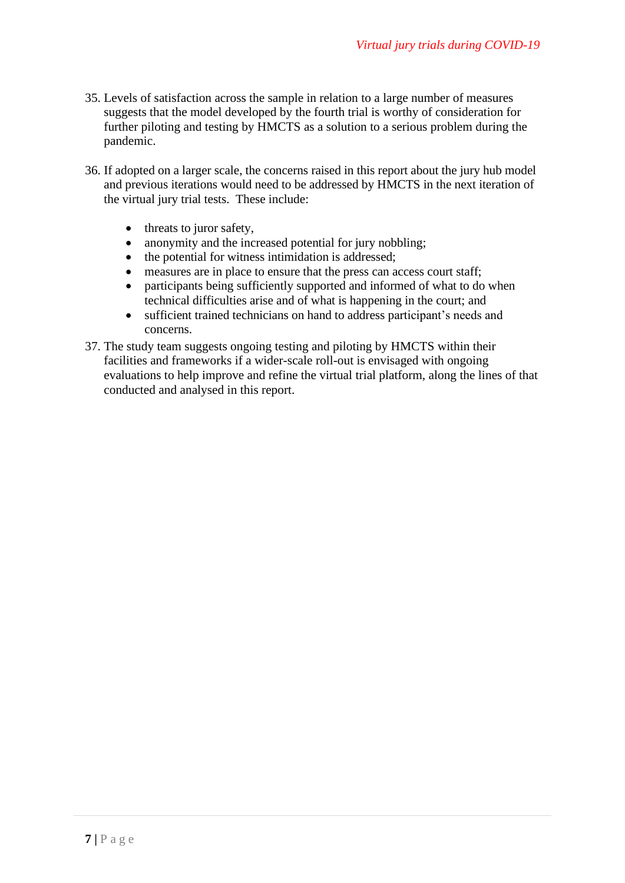35. Levels of satisfaction across the sample in relation to a large number of measures suggests that the model developed by the fourth trial is worthy of consideration for further piloting and testing by HMCTS as a solution to a serious problem during the pandemic.

36. If adopted on a larger scale, the concerns raised in this report about the jury hub model and previous iterations would need to be addressed by HMCTS in the next iteration of the virtual jury trial tests. These include:

    - threats to juror safety,
    - anonymity and the increased potential for jury nobbling;
    - the potential for witness intimidation is addressed;
    - measures are in place to ensure that the press can access court staff;
    - participants being sufficiently supported and informed of what to do when technical difficulties arise and of what is happening in the court; and
    - sufficient trained technicians on hand to address participant's needs and concerns.

37. The study team suggests ongoing testing and piloting by HMCTS within their facilities and frameworks if a wider-scale roll-out is envisaged with ongoing evaluations to help improve and refine the virtual trial platform, along the lines of that conducted and analysed in this report.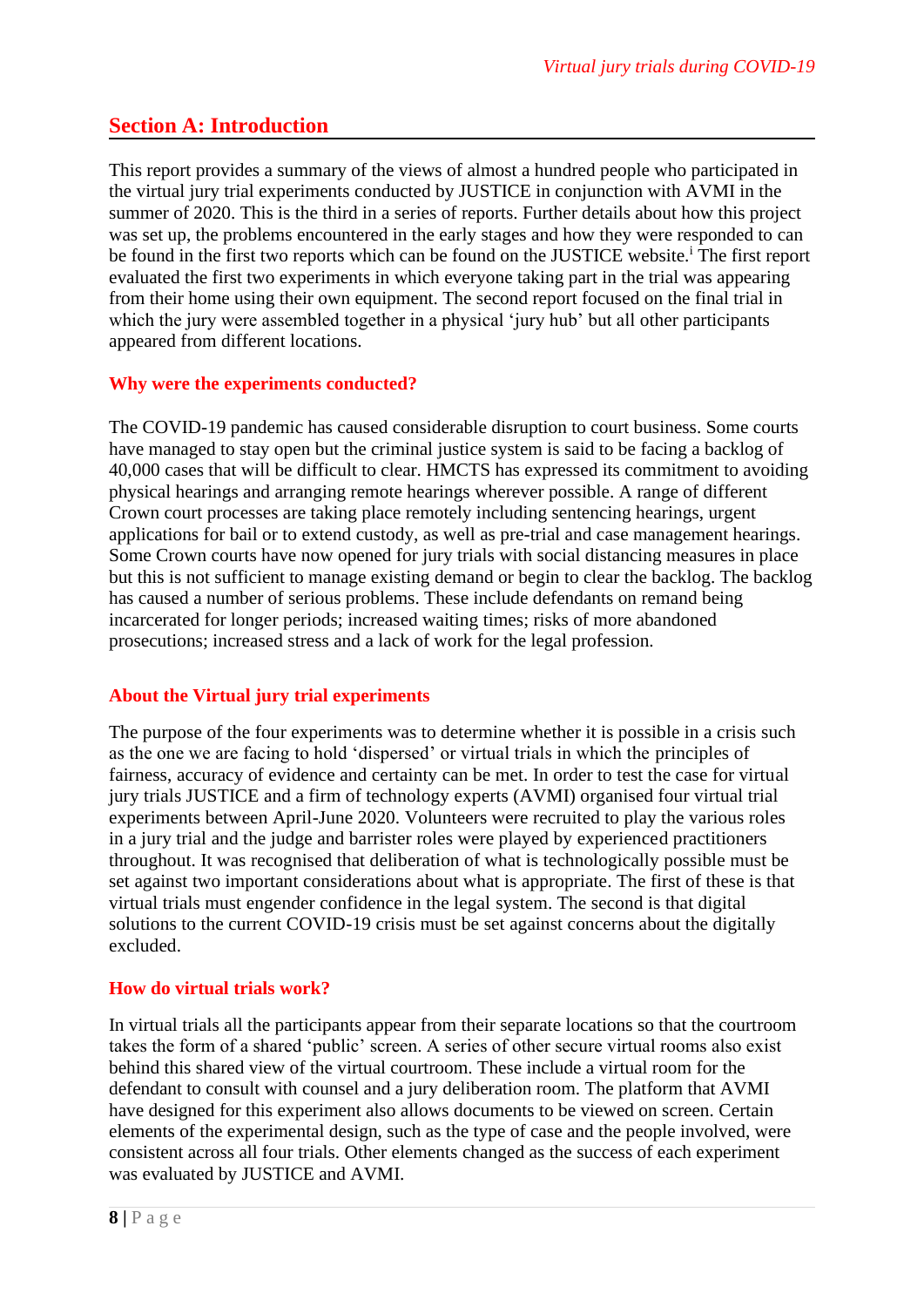## Section A: Introduction

This report provides a summary of the views of almost a hundred people who participated in the virtual jury trial experiments conducted by JUSTICE in conjunction with AVMI in the summer of 2020. This is the third in a series of reports. Further details about how this project was set up, the problems encountered in the early stages and how they were responded to can be found in the first two reports which can be found on the JUSTICE website.[i] The first report evaluated the first two experiments in which everyone taking part in the trial was appearing from their home using their own equipment. The second report focused on the final trial in which the jury were assembled together in a physical 'jury hub' but all other participants appeared from different locations.

### Why were the experiments conducted?

The COVID-19 pandemic has caused considerable disruption to court business. Some courts have managed to stay open but the criminal justice system is said to be facing a backlog of 40,000 cases that will be difficult to clear. HMCTS has expressed its commitment to avoiding physical hearings and arranging remote hearings wherever possible. A range of different Crown court processes are taking place remotely including sentencing hearings, urgent applications for bail or to extend custody, as well as pre-trial and case management hearings. Some Crown courts have now opened for jury trials with social distancing measures in place but this is not sufficient to manage existing demand or begin to clear the backlog. The backlog has caused a number of serious problems. These include defendants on remand being incarcerated for longer periods; increased waiting times; risks of more abandoned prosecutions; increased stress and a lack of work for the legal profession.

### About the Virtual jury trial experiments

The purpose of the four experiments was to determine whether it is possible in a crisis such as the one we are facing to hold 'dispersed' or virtual trials in which the principles of fairness, accuracy of evidence and certainty can be met. In order to test the case for virtual jury trials JUSTICE and a firm of technology experts (AVMI) organised four virtual trial experiments between April-June 2020. Volunteers were recruited to play the various roles in a jury trial and the judge and barrister roles were played by experienced practitioners throughout. It was recognised that deliberation of what is technologically possible must be set against two important considerations about what is appropriate. The first of these is that virtual trials must engender confidence in the legal system. The second is that digital solutions to the current COVID-19 crisis must be set against concerns about the digitally excluded.

### How do virtual trials work?

In virtual trials all the participants appear from their separate locations so that the courtroom takes the form of a shared 'public' screen. A series of other secure virtual rooms also exist behind this shared view of the virtual courtroom. These include a virtual room for the defendant to consult with counsel and a jury deliberation room. The platform that AVMI have designed for this experiment also allows documents to be viewed on screen. Certain elements of the experimental design, such as the type of case and the people involved, were consistent across all four trials. Other elements changed as the success of each experiment was evaluated by JUSTICE and AVMI.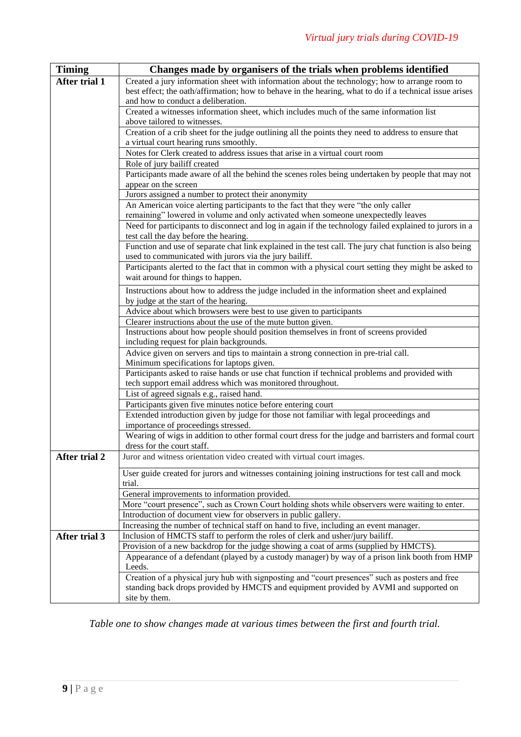| Timing | Changes made by organisers of the trials when problems identified |
|---|---|
| **After trial 1** | Created a jury information sheet with information about the technology; how to arrange room to best effect; the oath/affirmation; how to behave in the hearing, what to do if a technical issue arises and how to conduct a deliberation. |
| | Created a witnesses information sheet, which includes much of the same information list above tailored to witnesses. |
| | Creation of a crib sheet for the judge outlining all the points they need to address to ensure that a virtual court hearing runs smoothly. |
| | Notes for Clerk created to address issues that arise in a virtual court room |
| | Role of jury bailiff created |
| | Participants made aware of all the behind the scenes roles being undertaken by people that may not appear on the screen |
| | Jurors assigned a number to protect their anonymity |
| | An American voice alerting participants to the fact that they were "the only caller remaining" lowered in volume and only activated when someone unexpectedly leaves |
| | Need for participants to disconnect and log in again if the technology failed explained to jurors in a test call the day before the hearing. |
| | Function and use of separate chat link explained in the test call. The jury chat function is also being used to communicated with jurors via the jury bailiff. |
| | Participants alerted to the fact that in common with a physical court setting they might be asked to wait around for things to happen. |
| | Instructions about how to address the judge included in the information sheet and explained by judge at the start of the hearing. |
| | Advice about which browsers were best to use given to participants |
| | Clearer instructions about the use of the mute button given. |
| | Instructions about how people should position themselves in front of screens provided including request for plain backgrounds. |
| | Advice given on servers and tips to maintain a strong connection in pre-trial call. Minimum specifications for laptops given. |
| | Participants asked to raise hands or use chat function if technical problems and provided with tech support email address which was monitored throughout. |
| | List of agreed signals e.g., raised hand. |
| | Participants given five minutes notice before entering court |
| | Extended introduction given by judge for those not familiar with legal proceedings and importance of proceedings stressed. |
| | Wearing of wigs in addition to other formal court dress for the judge and barristers and formal court dress for the court staff. |
| **After trial 2** | Juror and witness orientation video created with virtual court images. |
| | User guide created for jurors and witnesses containing joining instructions for test call and mock trial. |
| | General improvements to information provided. |
| | More "court presence", such as Crown Court holding shots while observers were waiting to enter. |
| | Introduction of document view for observers in public gallery. |
| | Increasing the number of technical staff on hand to five, including an event manager. |
| **After trial 3** | Inclusion of HMCTS staff to perform the roles of clerk and usher/jury bailiff. |
| | Provision of a new backdrop for the judge showing a coat of arms (supplied by HMCTS). |
| | Appearance of a defendant (played by a custody manager) by way of a prison link booth from HMP Leeds. |
| | Creation of a physical jury hub with signposting and "court presences" such as posters and free standing back drops provided by HMCTS and equipment provided by AVMI and supported on site by them. |

*Table one to show changes made at various times between the first and fourth trial.*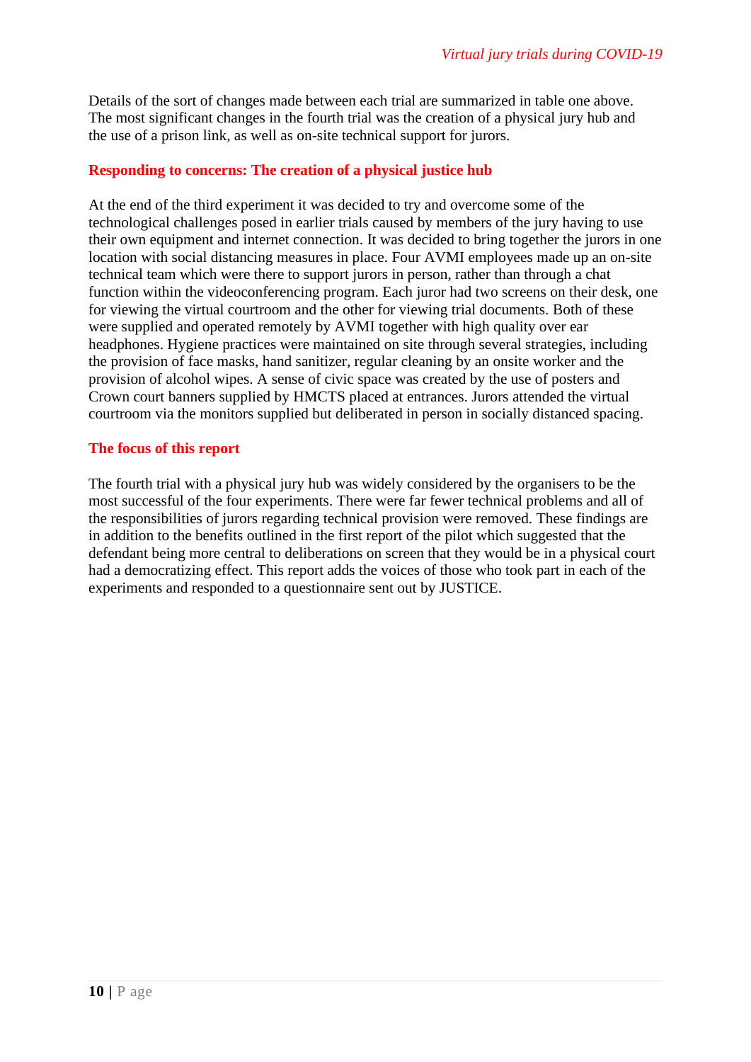Details of the sort of changes made between each trial are summarized in table one above. The most significant changes in the fourth trial was the creation of a physical jury hub and the use of a prison link, as well as on-site technical support for jurors.

## Responding to concerns: The creation of a physical justice hub

At the end of the third experiment it was decided to try and overcome some of the technological challenges posed in earlier trials caused by members of the jury having to use their own equipment and internet connection. It was decided to bring together the jurors in one location with social distancing measures in place. Four AVMI employees made up an on-site technical team which were there to support jurors in person, rather than through a chat function within the videoconferencing program. Each juror had two screens on their desk, one for viewing the virtual courtroom and the other for viewing trial documents. Both of these were supplied and operated remotely by AVMI together with high quality over ear headphones. Hygiene practices were maintained on site through several strategies, including the provision of face masks, hand sanitizer, regular cleaning by an onsite worker and the provision of alcohol wipes. A sense of civic space was created by the use of posters and Crown court banners supplied by HMCTS placed at entrances. Jurors attended the virtual courtroom via the monitors supplied but deliberated in person in socially distanced spacing.

## The focus of this report

The fourth trial with a physical jury hub was widely considered by the organisers to be the most successful of the four experiments. There were far fewer technical problems and all of the responsibilities of jurors regarding technical provision were removed. These findings are in addition to the benefits outlined in the first report of the pilot which suggested that the defendant being more central to deliberations on screen that they would be in a physical court had a democratizing effect. This report adds the voices of those who took part in each of the experiments and responded to a questionnaire sent out by JUSTICE.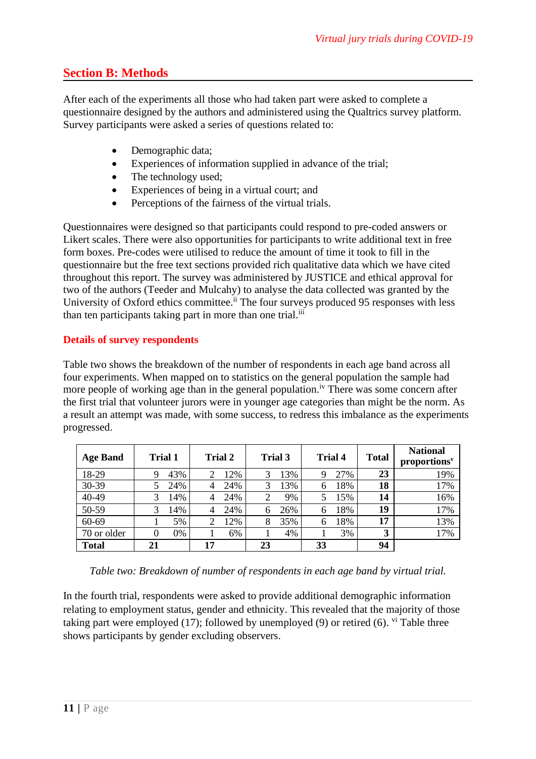## Section B: Methods

After each of the experiments all those who had taken part were asked to complete a questionnaire designed by the authors and administered using the Qualtrics survey platform. Survey participants were asked a series of questions related to:

- Demographic data;
- Experiences of information supplied in advance of the trial;
- The technology used;
- Experiences of being in a virtual court; and
- Perceptions of the fairness of the virtual trials.

Questionnaires were designed so that participants could respond to pre-coded answers or Likert scales. There were also opportunities for participants to write additional text in free form boxes. Pre-codes were utilised to reduce the amount of time it took to fill in the questionnaire but the free text sections provided rich qualitative data which we have cited throughout this report. The survey was administered by JUSTICE and ethical approval for two of the authors (Teeder and Mulcahy) to analyse the data collected was granted by the University of Oxford ethics committee.[ii] The four surveys produced 95 responses with less than ten participants taking part in more than one trial.[iii]

### Details of survey respondents

Table two shows the breakdown of the number of respondents in each age band across all four experiments. When mapped on to statistics on the general population the sample had more people of working age than in the general population.[iv] There was some concern after the first trial that volunteer jurors were in younger age categories than might be the norm. As a result an attempt was made, with some success, to redress this imbalance as the experiments progressed.

| Age Band | Trial 1 | | Trial 2 | | Trial 3 | | Trial 4 | | Total | National proportions[v] |
|---|---|---|---|---|---|---|---|---|---|---|
| 18-29 | 9 | 43% | 2 | 12% | 3 | 13% | 9 | 27% | **23** | 19% |
| 30-39 | 5 | 24% | 4 | 24% | 3 | 13% | 6 | 18% | **18** | 17% |
| 40-49 | 3 | 14% | 4 | 24% | 2 | 9% | 5 | 15% | **14** | 16% |
| 50-59 | 3 | 14% | 4 | 24% | 6 | 26% | 6 | 18% | **19** | 17% |
| 60-69 | 1 | 5% | 2 | 12% | 8 | 35% | 6 | 18% | **17** | 13% |
| 70 or older | 0 | 0% | 1 | 6% | 1 | 4% | 1 | 3% | **3** | 17% |
| **Total** | **21** | | **17** | | **23** | | **33** | | **94** | |

*Table two: Breakdown of number of respondents in each age band by virtual trial.*

In the fourth trial, respondents were asked to provide additional demographic information relating to employment status, gender and ethnicity. This revealed that the majority of those taking part were employed (17); followed by unemployed (9) or retired (6).[vi] Table three shows participants by gender excluding observers.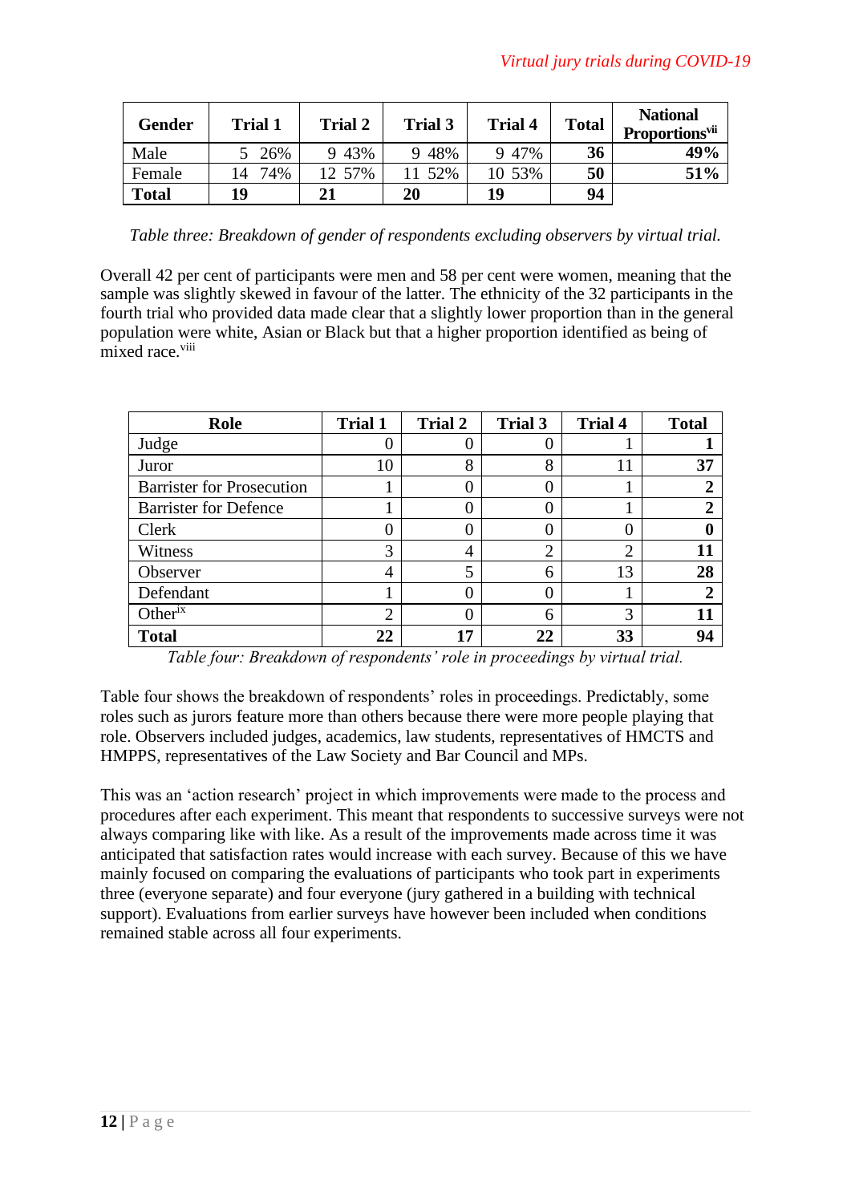| Gender | Trial 1 | Trial 2 | Trial 3 | Trial 4 | Total | National Proportions[vii] |
|---|---|---|---|---|---|---|
| Male | 5 26% | 9 43% | 9 48% | 9 47% | **36** | **49%** |
| Female | 14 74% | 12 57% | 11 52% | 10 53% | **50** | **51%** |
| **Total** | **19** | **21** | **20** | **19** | **94** | |

*Table three: Breakdown of gender of respondents excluding observers by virtual trial.*

Overall 42 per cent of participants were men and 58 per cent were women, meaning that the sample was slightly skewed in favour of the latter. The ethnicity of the 32 participants in the fourth trial who provided data made clear that a slightly lower proportion than in the general population were white, Asian or Black but that a higher proportion identified as being of mixed race.[viii]

| Role | Trial 1 | Trial 2 | Trial 3 | Trial 4 | Total |
|---|---|---|---|---|---|
| Judge | 0 | 0 | 0 | 1 | **1** |
| Juror | 10 | 8 | 8 | 11 | **37** |
| Barrister for Prosecution | 1 | 0 | 0 | 1 | **2** |
| Barrister for Defence | 1 | 0 | 0 | 1 | **2** |
| Clerk | 0 | 0 | 0 | 0 | **0** |
| Witness | 3 | 4 | 2 | 2 | **11** |
| Observer | 4 | 5 | 6 | 13 | **28** |
| Defendant | 1 | 0 | 0 | 1 | **2** |
| Other[ix] | 2 | 0 | 6 | 3 | **11** |
| **Total** | **22** | **17** | **22** | **33** | **94** |

*Table four: Breakdown of respondents' role in proceedings by virtual trial.*

Table four shows the breakdown of respondents' roles in proceedings. Predictably, some roles such as jurors feature more than others because there were more people playing that role. Observers included judges, academics, law students, representatives of HMCTS and HMPPS, representatives of the Law Society and Bar Council and MPs.

This was an 'action research' project in which improvements were made to the process and procedures after each experiment. This meant that respondents to successive surveys were not always comparing like with like. As a result of the improvements made across time it was anticipated that satisfaction rates would increase with each survey. Because of this we have mainly focused on comparing the evaluations of participants who took part in experiments three (everyone separate) and four everyone (jury gathered in a building with technical support). Evaluations from earlier surveys have however been included when conditions remained stable across all four experiments.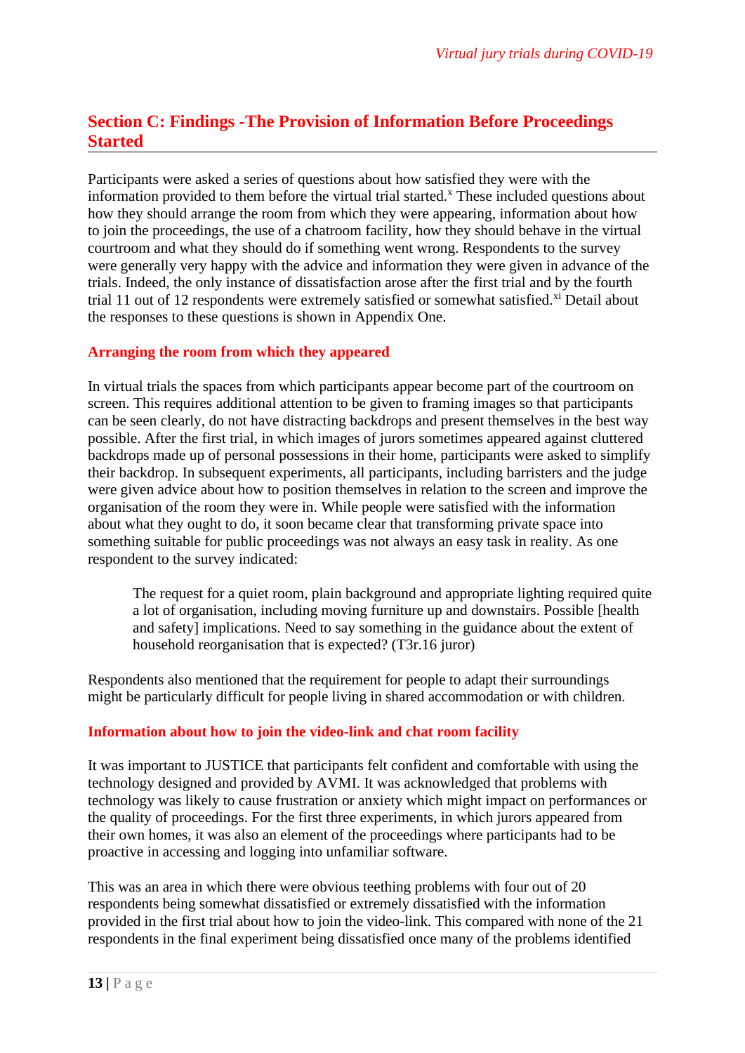## Section C: Findings -The Provision of Information Before Proceedings Started

Participants were asked a series of questions about how satisfied they were with the information provided to them before the virtual trial started.[x] These included questions about how they should arrange the room from which they were appearing, information about how to join the proceedings, the use of a chatroom facility, how they should behave in the virtual courtroom and what they should do if something went wrong. Respondents to the survey were generally very happy with the advice and information they were given in advance of the trials. Indeed, the only instance of dissatisfaction arose after the first trial and by the fourth trial 11 out of 12 respondents were extremely satisfied or somewhat satisfied.[xi] Detail about the responses to these questions is shown in Appendix One.

### Arranging the room from which they appeared

In virtual trials the spaces from which participants appear become part of the courtroom on screen. This requires additional attention to be given to framing images so that participants can be seen clearly, do not have distracting backdrops and present themselves in the best way possible. After the first trial, in which images of jurors sometimes appeared against cluttered backdrops made up of personal possessions in their home, participants were asked to simplify their backdrop. In subsequent experiments, all participants, including barristers and the judge were given advice about how to position themselves in relation to the screen and improve the organisation of the room they were in. While people were satisfied with the information about what they ought to do, it soon became clear that transforming private space into something suitable for public proceedings was not always an easy task in reality. As one respondent to the survey indicated:

> The request for a quiet room, plain background and appropriate lighting required quite a lot of organisation, including moving furniture up and downstairs. Possible [health and safety] implications. Need to say something in the guidance about the extent of household reorganisation that is expected? (T3r.16 juror)

Respondents also mentioned that the requirement for people to adapt their surroundings might be particularly difficult for people living in shared accommodation or with children.

### Information about how to join the video-link and chat room facility

It was important to JUSTICE that participants felt confident and comfortable with using the technology designed and provided by AVMI. It was acknowledged that problems with technology was likely to cause frustration or anxiety which might impact on performances or the quality of proceedings. For the first three experiments, in which jurors appeared from their own homes, it was also an element of the proceedings where participants had to be proactive in accessing and logging into unfamiliar software.

This was an area in which there were obvious teething problems with four out of 20 respondents being somewhat dissatisfied or extremely dissatisfied with the information provided in the first trial about how to join the video-link. This compared with none of the 21 respondents in the final experiment being dissatisfied once many of the problems identified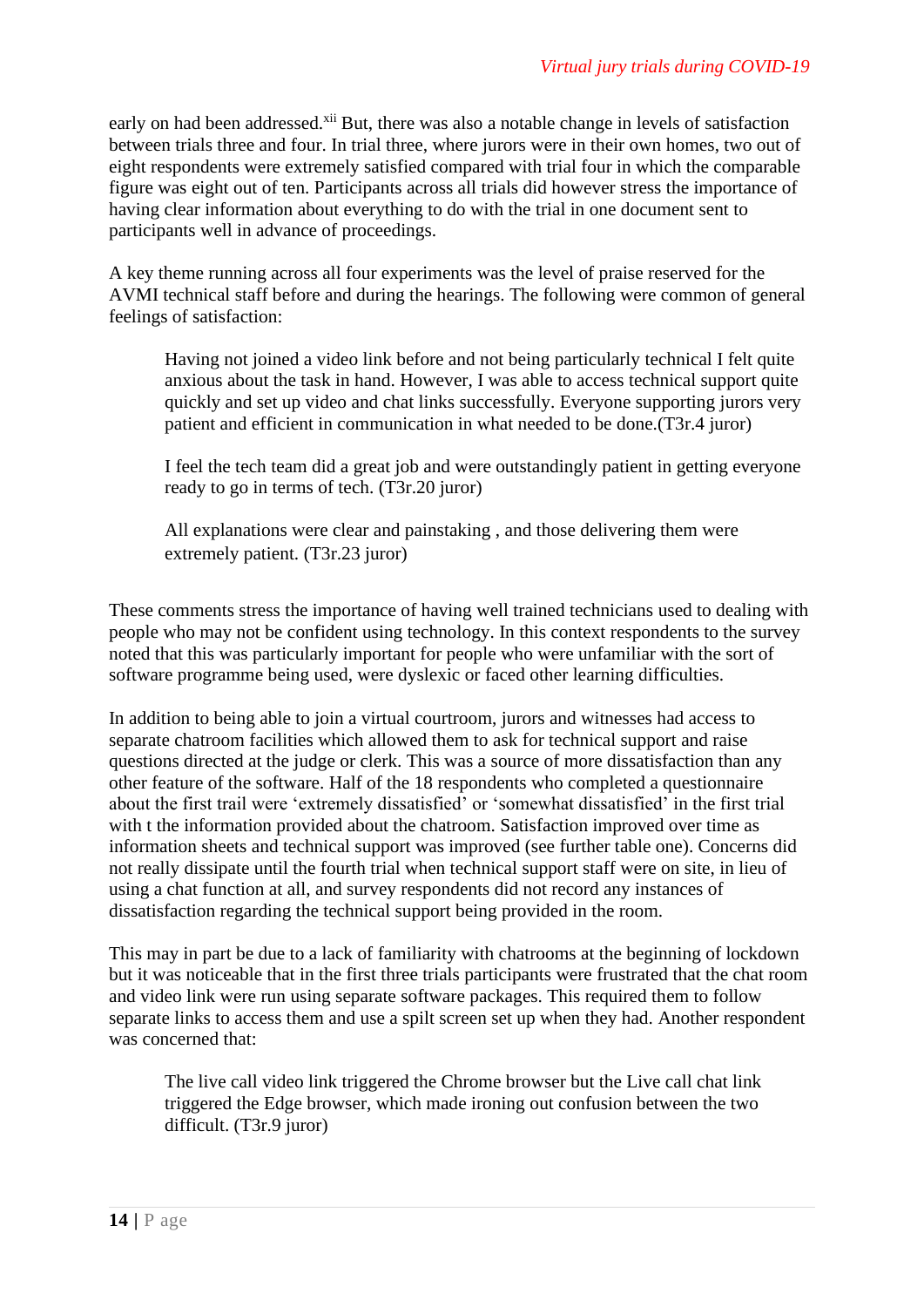early on had been addressed.[xii] But, there was also a notable change in levels of satisfaction between trials three and four. In trial three, where jurors were in their own homes, two out of eight respondents were extremely satisfied compared with trial four in which the comparable figure was eight out of ten. Participants across all trials did however stress the importance of having clear information about everything to do with the trial in one document sent to participants well in advance of proceedings.

A key theme running across all four experiments was the level of praise reserved for the AVMI technical staff before and during the hearings. The following were common of general feelings of satisfaction:

> Having not joined a video link before and not being particularly technical I felt quite anxious about the task in hand. However, I was able to access technical support quite quickly and set up video and chat links successfully. Everyone supporting jurors very patient and efficient in communication in what needed to be done.(T3r.4 juror)

> I feel the tech team did a great job and were outstandingly patient in getting everyone ready to go in terms of tech. (T3r.20 juror)

> All explanations were clear and painstaking , and those delivering them were extremely patient. (T3r.23 juror)

These comments stress the importance of having well trained technicians used to dealing with people who may not be confident using technology. In this context respondents to the survey noted that this was particularly important for people who were unfamiliar with the sort of software programme being used, were dyslexic or faced other learning difficulties.

In addition to being able to join a virtual courtroom, jurors and witnesses had access to separate chatroom facilities which allowed them to ask for technical support and raise questions directed at the judge or clerk. This was a source of more dissatisfaction than any other feature of the software. Half of the 18 respondents who completed a questionnaire about the first trail were 'extremely dissatisfied' or 'somewhat dissatisfied' in the first trial with t the information provided about the chatroom. Satisfaction improved over time as information sheets and technical support was improved (see further table one). Concerns did not really dissipate until the fourth trial when technical support staff were on site, in lieu of using a chat function at all, and survey respondents did not record any instances of dissatisfaction regarding the technical support being provided in the room.

This may in part be due to a lack of familiarity with chatrooms at the beginning of lockdown but it was noticeable that in the first three trials participants were frustrated that the chat room and video link were run using separate software packages. This required them to follow separate links to access them and use a spilt screen set up when they had. Another respondent was concerned that:

> The live call video link triggered the Chrome browser but the Live call chat link triggered the Edge browser, which made ironing out confusion between the two difficult. (T3r.9 juror)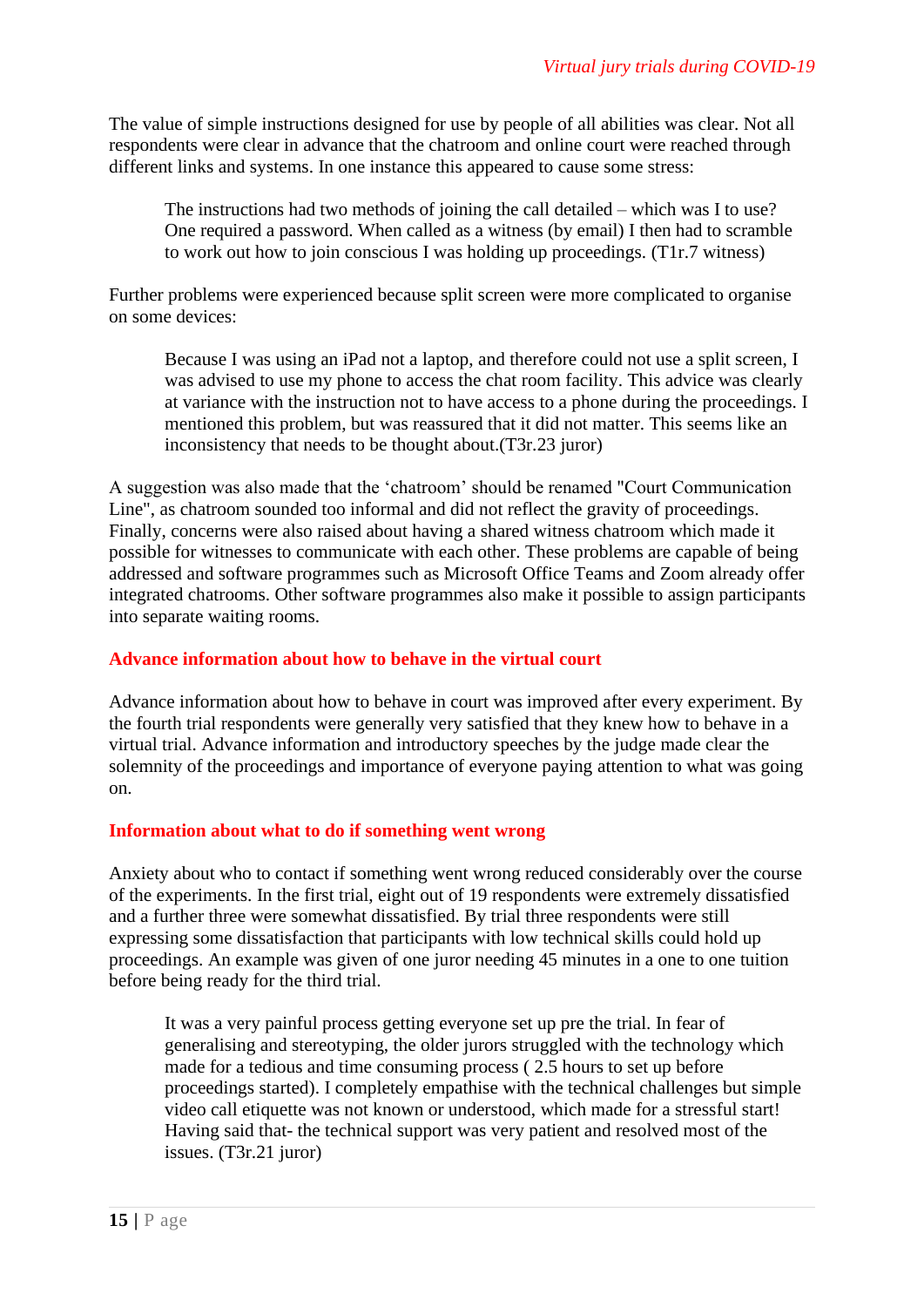The value of simple instructions designed for use by people of all abilities was clear. Not all respondents were clear in advance that the chatroom and online court were reached through different links and systems. In one instance this appeared to cause some stress:

> The instructions had two methods of joining the call detailed – which was I to use? One required a password. When called as a witness (by email) I then had to scramble to work out how to join conscious I was holding up proceedings. (T1r.7 witness)

Further problems were experienced because split screen were more complicated to organise on some devices:

> Because I was using an iPad not a laptop, and therefore could not use a split screen, I was advised to use my phone to access the chat room facility. This advice was clearly at variance with the instruction not to have access to a phone during the proceedings. I mentioned this problem, but was reassured that it did not matter. This seems like an inconsistency that needs to be thought about.(T3r.23 juror)

A suggestion was also made that the 'chatroom' should be renamed "Court Communication Line", as chatroom sounded too informal and did not reflect the gravity of proceedings. Finally, concerns were also raised about having a shared witness chatroom which made it possible for witnesses to communicate with each other. These problems are capable of being addressed and software programmes such as Microsoft Office Teams and Zoom already offer integrated chatrooms. Other software programmes also make it possible to assign participants into separate waiting rooms.

### Advance information about how to behave in the virtual court

Advance information about how to behave in court was improved after every experiment. By the fourth trial respondents were generally very satisfied that they knew how to behave in a virtual trial. Advance information and introductory speeches by the judge made clear the solemnity of the proceedings and importance of everyone paying attention to what was going on.

### Information about what to do if something went wrong

Anxiety about who to contact if something went wrong reduced considerably over the course of the experiments. In the first trial, eight out of 19 respondents were extremely dissatisfied and a further three were somewhat dissatisfied. By trial three respondents were still expressing some dissatisfaction that participants with low technical skills could hold up proceedings. An example was given of one juror needing 45 minutes in a one to one tuition before being ready for the third trial.

> It was a very painful process getting everyone set up pre the trial. In fear of generalising and stereotyping, the older jurors struggled with the technology which made for a tedious and time consuming process ( 2.5 hours to set up before proceedings started). I completely empathise with the technical challenges but simple video call etiquette was not known or understood, which made for a stressful start! Having said that- the technical support was very patient and resolved most of the issues. (T3r.21 juror)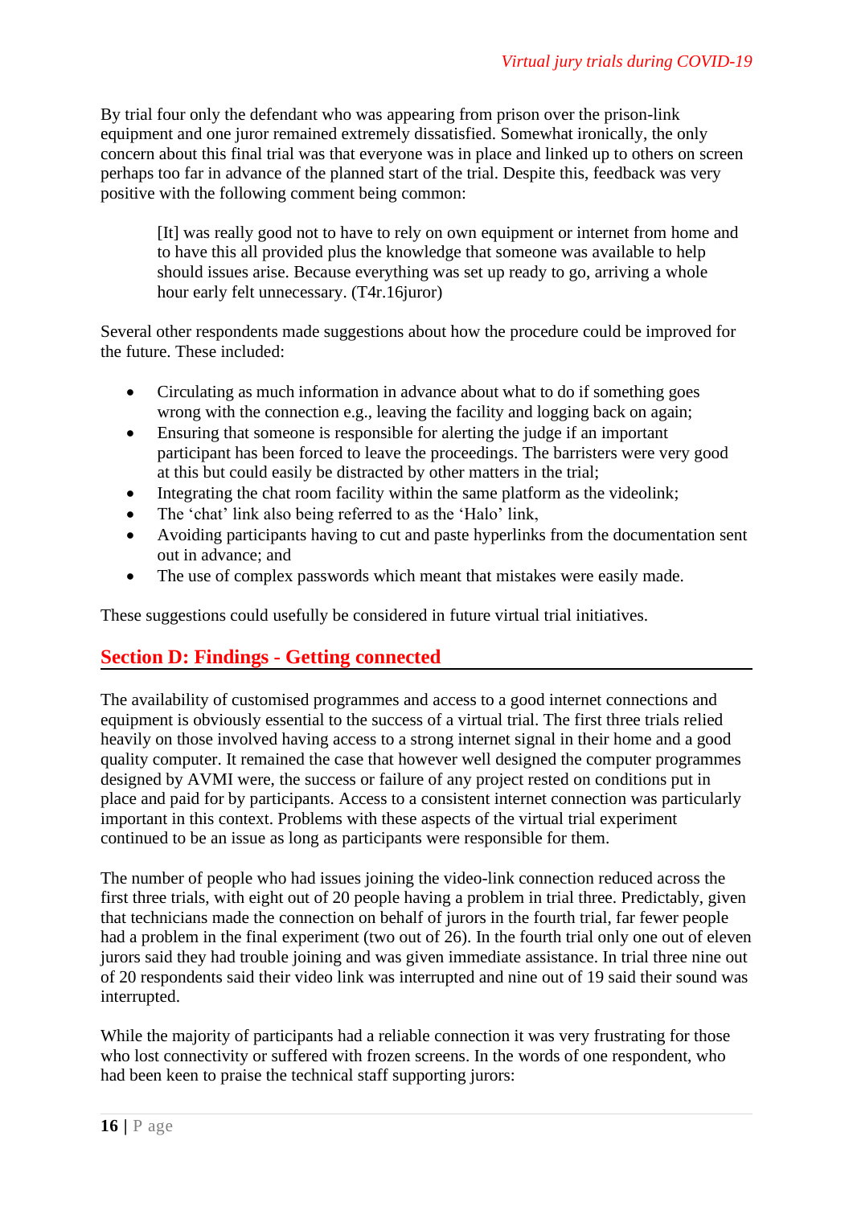By trial four only the defendant who was appearing from prison over the prison-link equipment and one juror remained extremely dissatisfied. Somewhat ironically, the only concern about this final trial was that everyone was in place and linked up to others on screen perhaps too far in advance of the planned start of the trial. Despite this, feedback was very positive with the following comment being common:

> [It] was really good not to have to rely on own equipment or internet from home and to have this all provided plus the knowledge that someone was available to help should issues arise. Because everything was set up ready to go, arriving a whole hour early felt unnecessary. (T4r.16juror)

Several other respondents made suggestions about how the procedure could be improved for the future. These included:

- Circulating as much information in advance about what to do if something goes wrong with the connection e.g., leaving the facility and logging back on again;
- Ensuring that someone is responsible for alerting the judge if an important participant has been forced to leave the proceedings. The barristers were very good at this but could easily be distracted by other matters in the trial;
- Integrating the chat room facility within the same platform as the videolink;
- The 'chat' link also being referred to as the 'Halo' link,
- Avoiding participants having to cut and paste hyperlinks from the documentation sent out in advance; and
- The use of complex passwords which meant that mistakes were easily made.

These suggestions could usefully be considered in future virtual trial initiatives.

## Section D: Findings - Getting connected

The availability of customised programmes and access to a good internet connections and equipment is obviously essential to the success of a virtual trial. The first three trials relied heavily on those involved having access to a strong internet signal in their home and a good quality computer. It remained the case that however well designed the computer programmes designed by AVMI were, the success or failure of any project rested on conditions put in place and paid for by participants. Access to a consistent internet connection was particularly important in this context. Problems with these aspects of the virtual trial experiment continued to be an issue as long as participants were responsible for them.

The number of people who had issues joining the video-link connection reduced across the first three trials, with eight out of 20 people having a problem in trial three. Predictably, given that technicians made the connection on behalf of jurors in the fourth trial, far fewer people had a problem in the final experiment (two out of 26). In the fourth trial only one out of eleven jurors said they had trouble joining and was given immediate assistance. In trial three nine out of 20 respondents said their video link was interrupted and nine out of 19 said their sound was interrupted.

While the majority of participants had a reliable connection it was very frustrating for those who lost connectivity or suffered with frozen screens. In the words of one respondent, who had been keen to praise the technical staff supporting jurors: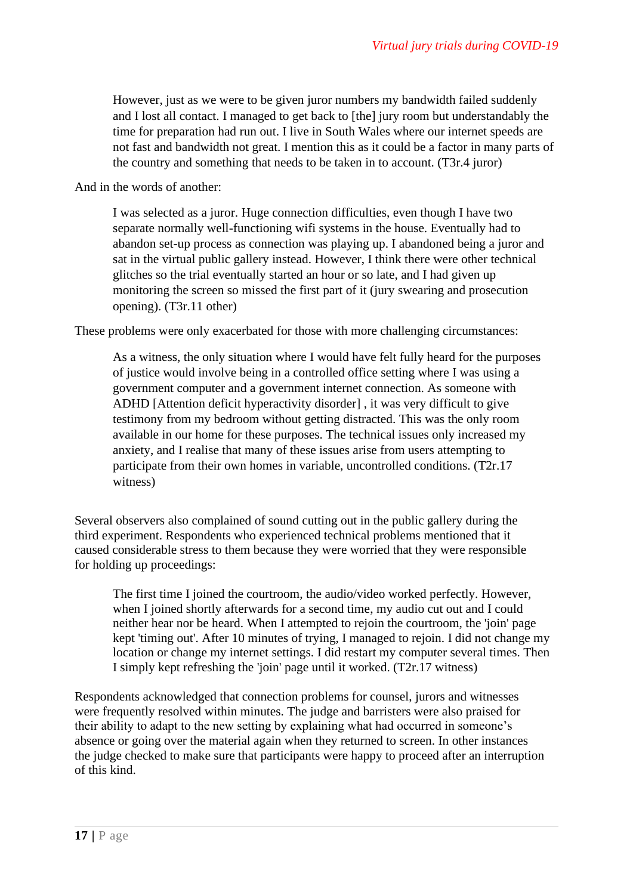> However, just as we were to be given juror numbers my bandwidth failed suddenly and I lost all contact. I managed to get back to [the] jury room but understandably the time for preparation had run out. I live in South Wales where our internet speeds are not fast and bandwidth not great. I mention this as it could be a factor in many parts of the country and something that needs to be taken in to account. (T3r.4 juror)

And in the words of another:

> I was selected as a juror. Huge connection difficulties, even though I have two separate normally well-functioning wifi systems in the house. Eventually had to abandon set-up process as connection was playing up. I abandoned being a juror and sat in the virtual public gallery instead. However, I think there were other technical glitches so the trial eventually started an hour or so late, and I had given up monitoring the screen so missed the first part of it (jury swearing and prosecution opening). (T3r.11 other)

These problems were only exacerbated for those with more challenging circumstances:

> As a witness, the only situation where I would have felt fully heard for the purposes of justice would involve being in a controlled office setting where I was using a government computer and a government internet connection. As someone with ADHD [Attention deficit hyperactivity disorder] , it was very difficult to give testimony from my bedroom without getting distracted. This was the only room available in our home for these purposes. The technical issues only increased my anxiety, and I realise that many of these issues arise from users attempting to participate from their own homes in variable, uncontrolled conditions. (T2r.17 witness)

Several observers also complained of sound cutting out in the public gallery during the third experiment. Respondents who experienced technical problems mentioned that it caused considerable stress to them because they were worried that they were responsible for holding up proceedings:

> The first time I joined the courtroom, the audio/video worked perfectly. However, when I joined shortly afterwards for a second time, my audio cut out and I could neither hear nor be heard. When I attempted to rejoin the courtroom, the 'join' page kept 'timing out'. After 10 minutes of trying, I managed to rejoin. I did not change my location or change my internet settings. I did restart my computer several times. Then I simply kept refreshing the 'join' page until it worked. (T2r.17 witness)

Respondents acknowledged that connection problems for counsel, jurors and witnesses were frequently resolved within minutes. The judge and barristers were also praised for their ability to adapt to the new setting by explaining what had occurred in someone's absence or going over the material again when they returned to screen. In other instances the judge checked to make sure that participants were happy to proceed after an interruption of this kind.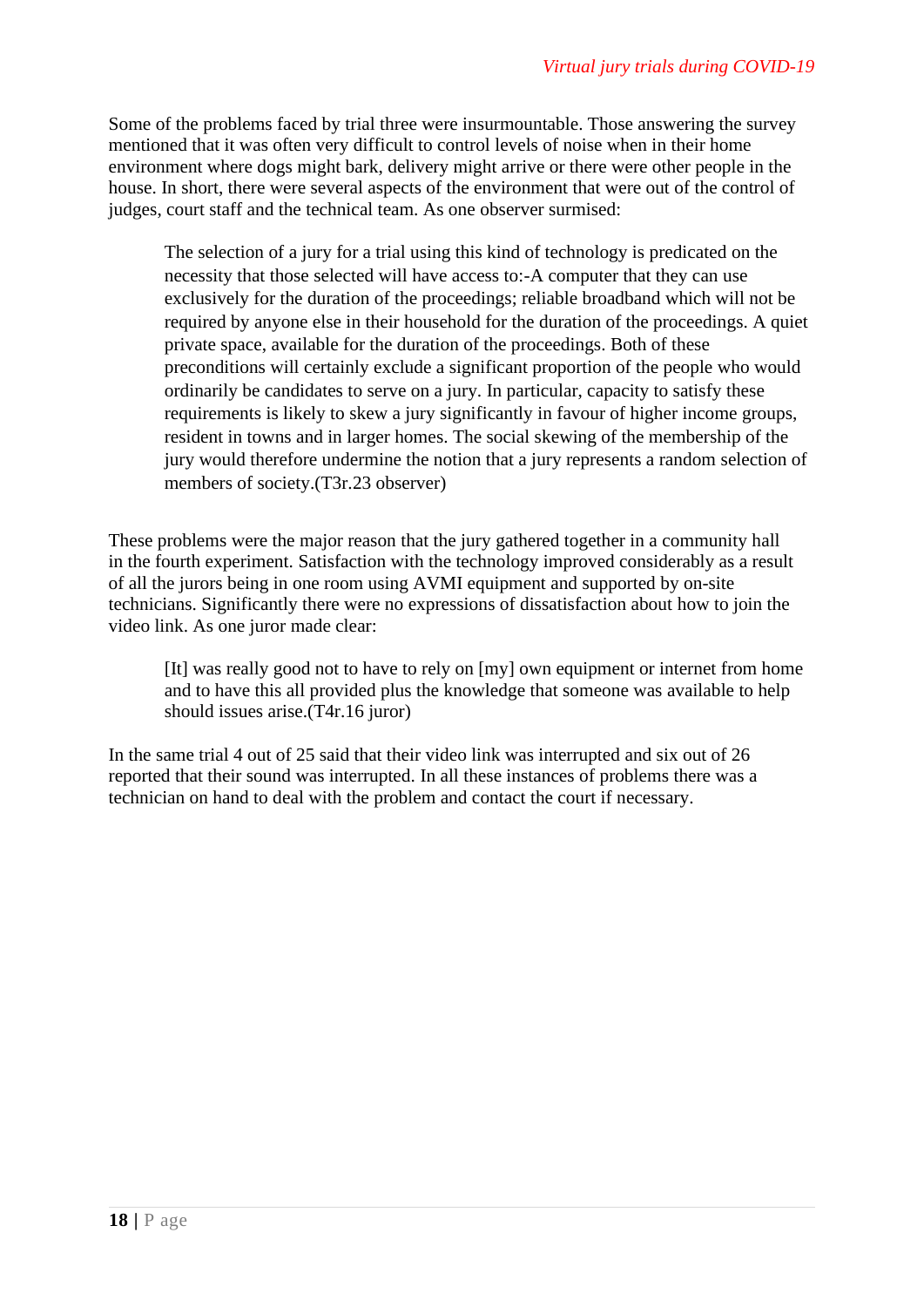Some of the problems faced by trial three were insurmountable. Those answering the survey mentioned that it was often very difficult to control levels of noise when in their home environment where dogs might bark, delivery might arrive or there were other people in the house. In short, there were several aspects of the environment that were out of the control of judges, court staff and the technical team. As one observer surmised:

> The selection of a jury for a trial using this kind of technology is predicated on the necessity that those selected will have access to:-A computer that they can use exclusively for the duration of the proceedings; reliable broadband which will not be required by anyone else in their household for the duration of the proceedings. A quiet private space, available for the duration of the proceedings. Both of these preconditions will certainly exclude a significant proportion of the people who would ordinarily be candidates to serve on a jury. In particular, capacity to satisfy these requirements is likely to skew a jury significantly in favour of higher income groups, resident in towns and in larger homes. The social skewing of the membership of the jury would therefore undermine the notion that a jury represents a random selection of members of society.(T3r.23 observer)

These problems were the major reason that the jury gathered together in a community hall in the fourth experiment. Satisfaction with the technology improved considerably as a result of all the jurors being in one room using AVMI equipment and supported by on-site technicians. Significantly there were no expressions of dissatisfaction about how to join the video link. As one juror made clear:

> [It] was really good not to have to rely on [my] own equipment or internet from home and to have this all provided plus the knowledge that someone was available to help should issues arise.(T4r.16 juror)

In the same trial 4 out of 25 said that their video link was interrupted and six out of 26 reported that their sound was interrupted. In all these instances of problems there was a technician on hand to deal with the problem and contact the court if necessary.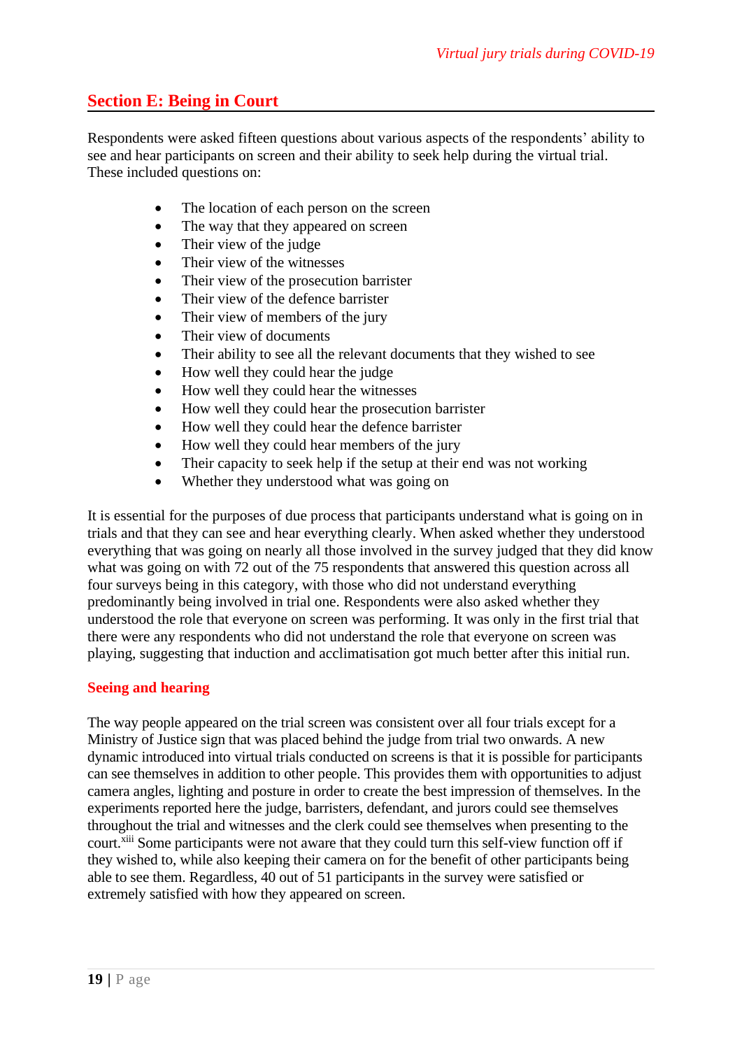## Section E: Being in Court

Respondents were asked fifteen questions about various aspects of the respondents' ability to see and hear participants on screen and their ability to seek help during the virtual trial. These included questions on:

- The location of each person on the screen
- The way that they appeared on screen
- Their view of the judge
- Their view of the witnesses
- Their view of the prosecution barrister
- Their view of the defence barrister
- Their view of members of the jury
- Their view of documents
- Their ability to see all the relevant documents that they wished to see
- How well they could hear the judge
- How well they could hear the witnesses
- How well they could hear the prosecution barrister
- How well they could hear the defence barrister
- How well they could hear members of the jury
- Their capacity to seek help if the setup at their end was not working
- Whether they understood what was going on

It is essential for the purposes of due process that participants understand what is going on in trials and that they can see and hear everything clearly. When asked whether they understood everything that was going on nearly all those involved in the survey judged that they did know what was going on with 72 out of the 75 respondents that answered this question across all four surveys being in this category, with those who did not understand everything predominantly being involved in trial one. Respondents were also asked whether they understood the role that everyone on screen was performing. It was only in the first trial that there were any respondents who did not understand the role that everyone on screen was playing, suggesting that induction and acclimatisation got much better after this initial run.

### Seeing and hearing

The way people appeared on the trial screen was consistent over all four trials except for a Ministry of Justice sign that was placed behind the judge from trial two onwards. A new dynamic introduced into virtual trials conducted on screens is that it is possible for participants can see themselves in addition to other people. This provides them with opportunities to adjust camera angles, lighting and posture in order to create the best impression of themselves. In the experiments reported here the judge, barristers, defendant, and jurors could see themselves throughout the trial and witnesses and the clerk could see themselves when presenting to the court.[xiii] Some participants were not aware that they could turn this self-view function off if they wished to, while also keeping their camera on for the benefit of other participants being able to see them. Regardless, 40 out of 51 participants in the survey were satisfied or extremely satisfied with how they appeared on screen.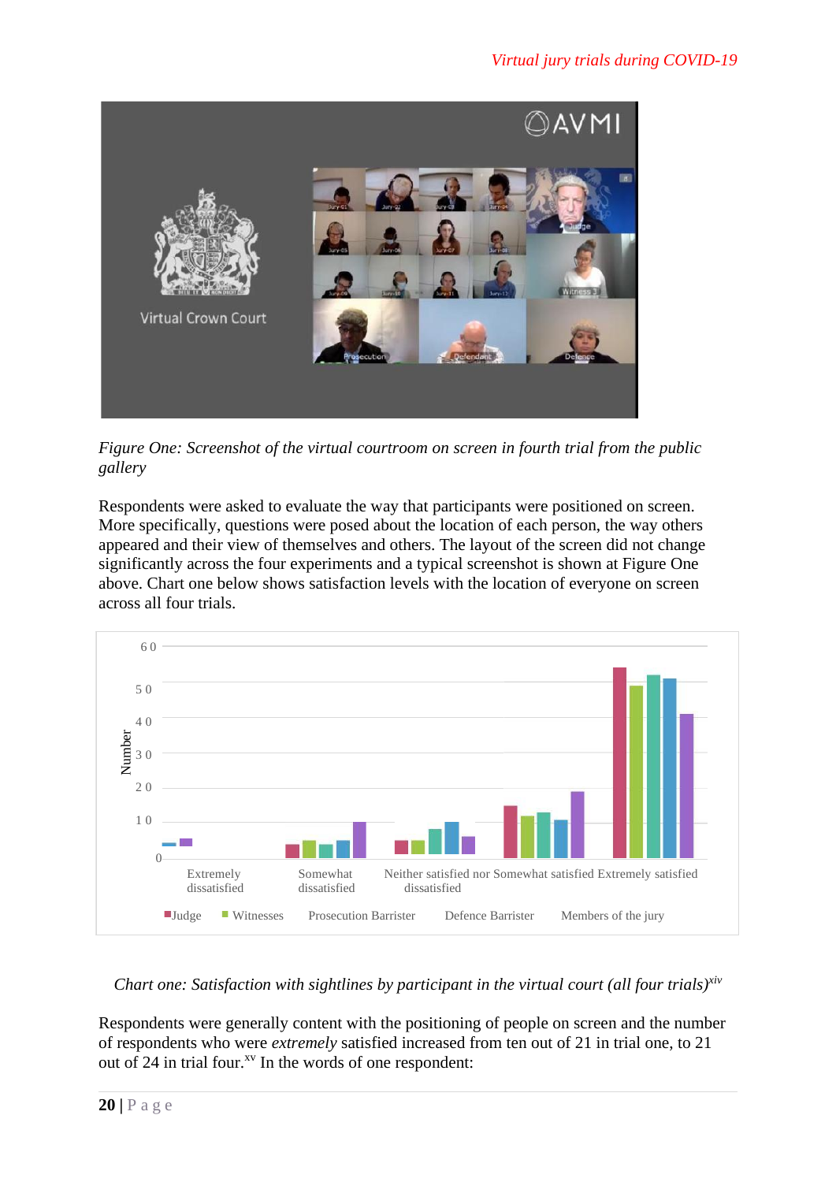*Figure One: Screenshot of the virtual courtroom on screen in fourth trial from the public gallery*

Respondents were asked to evaluate the way that participants were positioned on screen. More specifically, questions were posed about the location of each person, the way others appeared and their view of themselves and others. The layout of the screen did not change significantly across the four experiments and a typical screenshot is shown at Figure One above. Chart one below shows satisfaction levels with the location of everyone on screen across all four trials.

*Chart one: Satisfaction with sightlines by participant in the virtual court (all four trials)*[xiv]

Respondents were generally content with the positioning of people on screen and the number of respondents who were *extremely* satisfied increased from ten out of 21 in trial one, to 21 out of 24 in trial four.[xv] In the words of one respondent: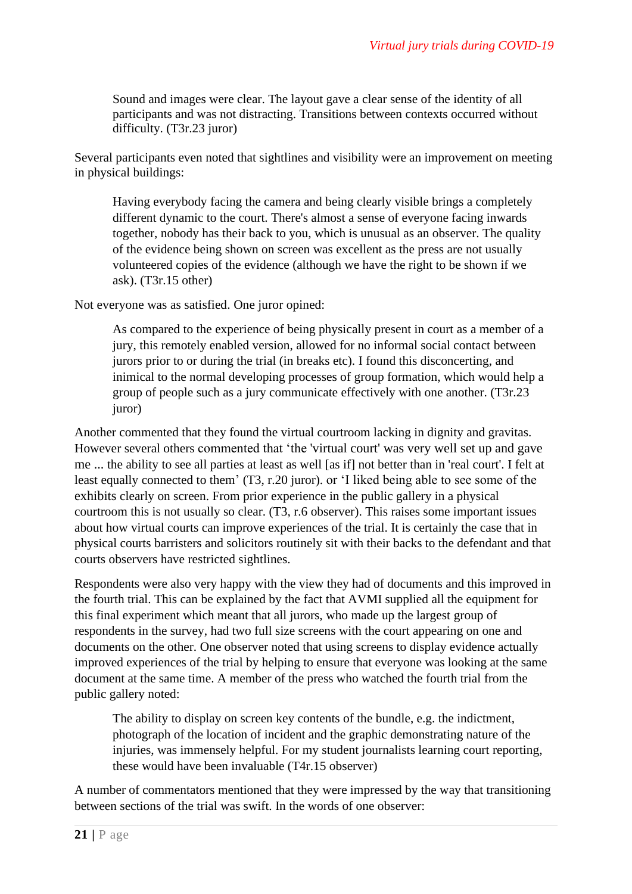> Sound and images were clear. The layout gave a clear sense of the identity of all participants and was not distracting. Transitions between contexts occurred without difficulty. (T3r.23 juror)

Several participants even noted that sightlines and visibility were an improvement on meeting in physical buildings:

> Having everybody facing the camera and being clearly visible brings a completely different dynamic to the court. There's almost a sense of everyone facing inwards together, nobody has their back to you, which is unusual as an observer. The quality of the evidence being shown on screen was excellent as the press are not usually volunteered copies of the evidence (although we have the right to be shown if we ask). (T3r.15 other)

Not everyone was as satisfied. One juror opined:

> As compared to the experience of being physically present in court as a member of a jury, this remotely enabled version, allowed for no informal social contact between jurors prior to or during the trial (in breaks etc). I found this disconcerting, and inimical to the normal developing processes of group formation, which would help a group of people such as a jury communicate effectively with one another. (T3r.23 juror)

Another commented that they found the virtual courtroom lacking in dignity and gravitas. However several others commented that 'the 'virtual court' was very well set up and gave me ... the ability to see all parties at least as well [as if] not better than in 'real court'. I felt at least equally connected to them' (T3, r.20 juror). or 'I liked being able to see some of the exhibits clearly on screen. From prior experience in the public gallery in a physical courtroom this is not usually so clear. (T3, r.6 observer). This raises some important issues about how virtual courts can improve experiences of the trial. It is certainly the case that in physical courts barristers and solicitors routinely sit with their backs to the defendant and that courts observers have restricted sightlines.

Respondents were also very happy with the view they had of documents and this improved in the fourth trial. This can be explained by the fact that AVMI supplied all the equipment for this final experiment which meant that all jurors, who made up the largest group of respondents in the survey, had two full size screens with the court appearing on one and documents on the other. One observer noted that using screens to display evidence actually improved experiences of the trial by helping to ensure that everyone was looking at the same document at the same time. A member of the press who watched the fourth trial from the public gallery noted:

> The ability to display on screen key contents of the bundle, e.g. the indictment, photograph of the location of incident and the graphic demonstrating nature of the injuries, was immensely helpful. For my student journalists learning court reporting, these would have been invaluable (T4r.15 observer)

A number of commentators mentioned that they were impressed by the way that transitioning between sections of the trial was swift. In the words of one observer: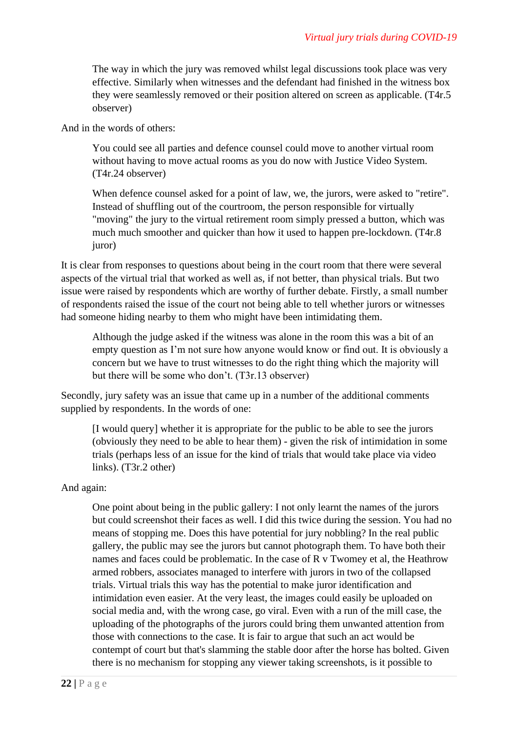> The way in which the jury was removed whilst legal discussions took place was very effective. Similarly when witnesses and the defendant had finished in the witness box they were seamlessly removed or their position altered on screen as applicable. (T4r.5 observer)

And in the words of others:

> You could see all parties and defence counsel could move to another virtual room without having to move actual rooms as you do now with Justice Video System. (T4r.24 observer)

> When defence counsel asked for a point of law, we, the jurors, were asked to "retire". Instead of shuffling out of the courtroom, the person responsible for virtually "moving" the jury to the virtual retirement room simply pressed a button, which was much much smoother and quicker than how it used to happen pre-lockdown. (T4r.8 juror)

It is clear from responses to questions about being in the court room that there were several aspects of the virtual trial that worked as well as, if not better, than physical trials. But two issue were raised by respondents which are worthy of further debate. Firstly, a small number of respondents raised the issue of the court not being able to tell whether jurors or witnesses had someone hiding nearby to them who might have been intimidating them.

> Although the judge asked if the witness was alone in the room this was a bit of an empty question as I'm not sure how anyone would know or find out. It is obviously a concern but we have to trust witnesses to do the right thing which the majority will but there will be some who don't. (T3r.13 observer)

Secondly, jury safety was an issue that came up in a number of the additional comments supplied by respondents. In the words of one:

> [I would query] whether it is appropriate for the public to be able to see the jurors (obviously they need to be able to hear them) - given the risk of intimidation in some trials (perhaps less of an issue for the kind of trials that would take place via video links). (T3r.2 other)

And again:

> One point about being in the public gallery: I not only learnt the names of the jurors but could screenshot their faces as well. I did this twice during the session. You had no means of stopping me. Does this have potential for jury nobbling? In the real public gallery, the public may see the jurors but cannot photograph them. To have both their names and faces could be problematic. In the case of R v Twomey et al, the Heathrow armed robbers, associates managed to interfere with jurors in two of the collapsed trials. Virtual trials this way has the potential to make juror identification and intimidation even easier. At the very least, the images could easily be uploaded on social media and, with the wrong case, go viral. Even with a run of the mill case, the uploading of the photographs of the jurors could bring them unwanted attention from those with connections to the case. It is fair to argue that such an act would be contempt of court but that's slamming the stable door after the horse has bolted. Given there is no mechanism for stopping any viewer taking screenshots, is it possible to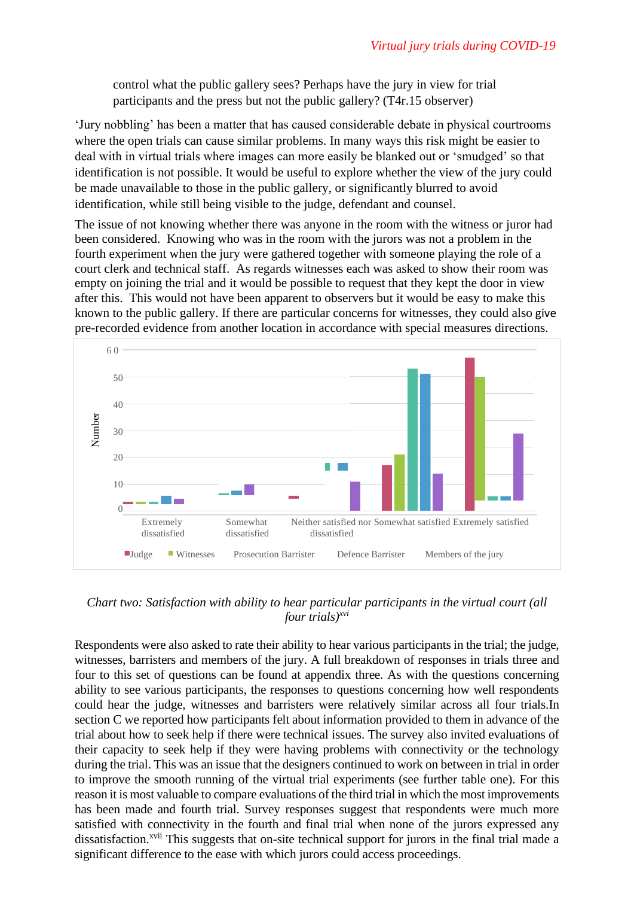control what the public gallery sees? Perhaps have the jury in view for trial participants and the press but not the public gallery? (T4r.15 observer)

'Jury nobbling' has been a matter that has caused considerable debate in physical courtrooms where the open trials can cause similar problems. In many ways this risk might be easier to deal with in virtual trials where images can more easily be blanked out or 'smudged' so that identification is not possible. It would be useful to explore whether the view of the jury could be made unavailable to those in the public gallery, or significantly blurred to avoid identification, while still being visible to the judge, defendant and counsel.

The issue of not knowing whether there was anyone in the room with the witness or juror had been considered. Knowing who was in the room with the jurors was not a problem in the fourth experiment when the jury were gathered together with someone playing the role of a court clerk and technical staff. As regards witnesses each was asked to show their room was empty on joining the trial and it would be possible to request that they kept the door in view after this. This would not have been apparent to observers but it would be easy to make this known to the public gallery. If there are particular concerns for witnesses, they could also give pre-recorded evidence from another location in accordance with special measures directions.

*Chart two: Satisfaction with ability to hear particular participants in the virtual court (all four trials)*[xvi]

Respondents were also asked to rate their ability to hear various participants in the trial; the judge, witnesses, barristers and members of the jury. A full breakdown of responses in trials three and four to this set of questions can be found at appendix three. As with the questions concerning ability to see various participants, the responses to questions concerning how well respondents could hear the judge, witnesses and barristers were relatively similar across all four trials.In section C we reported how participants felt about information provided to them in advance of the trial about how to seek help if there were technical issues. The survey also invited evaluations of their capacity to seek help if they were having problems with connectivity or the technology during the trial. This was an issue that the designers continued to work on between in trial in order to improve the smooth running of the virtual trial experiments (see further table one). For this reason it is most valuable to compare evaluations of the third trial in which the most improvements has been made and fourth trial. Survey responses suggest that respondents were much more satisfied with connectivity in the fourth and final trial when none of the jurors expressed any dissatisfaction.[xvii] This suggests that on-site technical support for jurors in the final trial made a significant difference to the ease with which jurors could access proceedings.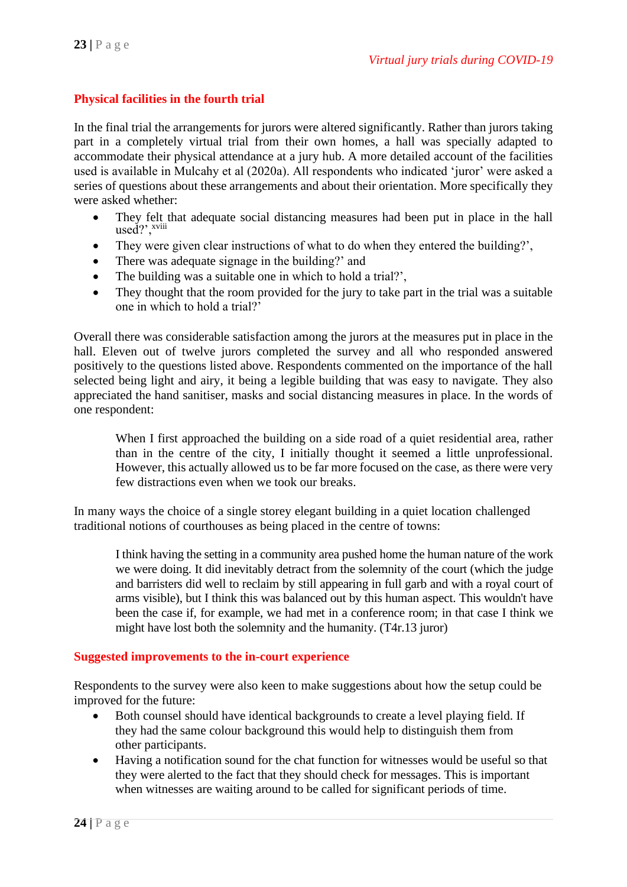## Physical facilities in the fourth trial

In the final trial the arrangements for jurors were altered significantly. Rather than jurors taking part in a completely virtual trial from their own homes, a hall was specially adapted to accommodate their physical attendance at a jury hub. A more detailed account of the facilities used is available in Mulcahy et al (2020a). All respondents who indicated 'juror' were asked a series of questions about these arrangements and about their orientation. More specifically they were asked whether:

- They felt that adequate social distancing measures had been put in place in the hall used?',[xviii]
- They were given clear instructions of what to do when they entered the building?',
- There was adequate signage in the building?' and
- The building was a suitable one in which to hold a trial?',
- They thought that the room provided for the jury to take part in the trial was a suitable one in which to hold a trial?'

Overall there was considerable satisfaction among the jurors at the measures put in place in the hall. Eleven out of twelve jurors completed the survey and all who responded answered positively to the questions listed above. Respondents commented on the importance of the hall selected being light and airy, it being a legible building that was easy to navigate. They also appreciated the hand sanitiser, masks and social distancing measures in place. In the words of one respondent:

> When I first approached the building on a side road of a quiet residential area, rather than in the centre of the city, I initially thought it seemed a little unprofessional. However, this actually allowed us to be far more focused on the case, as there were very few distractions even when we took our breaks.

In many ways the choice of a single storey elegant building in a quiet location challenged traditional notions of courthouses as being placed in the centre of towns:

> I think having the setting in a community area pushed home the human nature of the work we were doing. It did inevitably detract from the solemnity of the court (which the judge and barristers did well to reclaim by still appearing in full garb and with a royal court of arms visible), but I think this was balanced out by this human aspect. This wouldn't have been the case if, for example, we had met in a conference room; in that case I think we might have lost both the solemnity and the humanity. (T4r.13 juror)

## Suggested improvements to the in-court experience

Respondents to the survey were also keen to make suggestions about how the setup could be improved for the future:

- Both counsel should have identical backgrounds to create a level playing field. If they had the same colour background this would help to distinguish them from other participants.
- Having a notification sound for the chat function for witnesses would be useful so that they were alerted to the fact that they should check for messages. This is important when witnesses are waiting around to be called for significant periods of time.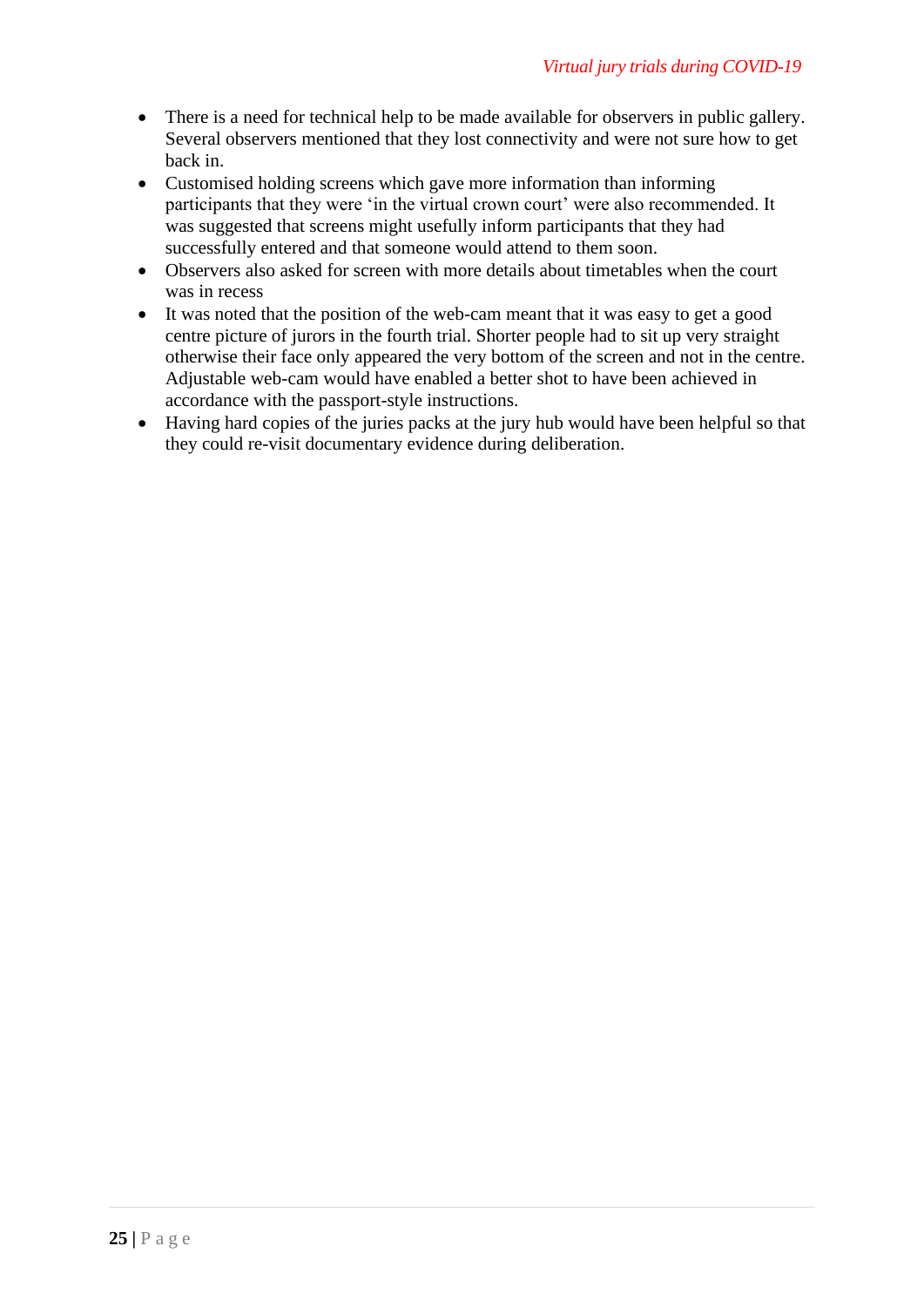- There is a need for technical help to be made available for observers in public gallery. Several observers mentioned that they lost connectivity and were not sure how to get back in.
- Customised holding screens which gave more information than informing participants that they were 'in the virtual crown court' were also recommended. It was suggested that screens might usefully inform participants that they had successfully entered and that someone would attend to them soon.
- Observers also asked for screen with more details about timetables when the court was in recess
- It was noted that the position of the web-cam meant that it was easy to get a good centre picture of jurors in the fourth trial. Shorter people had to sit up very straight otherwise their face only appeared the very bottom of the screen and not in the centre. Adjustable web-cam would have enabled a better shot to have been achieved in accordance with the passport-style instructions.
- Having hard copies of the juries packs at the jury hub would have been helpful so that they could re-visit documentary evidence during deliberation.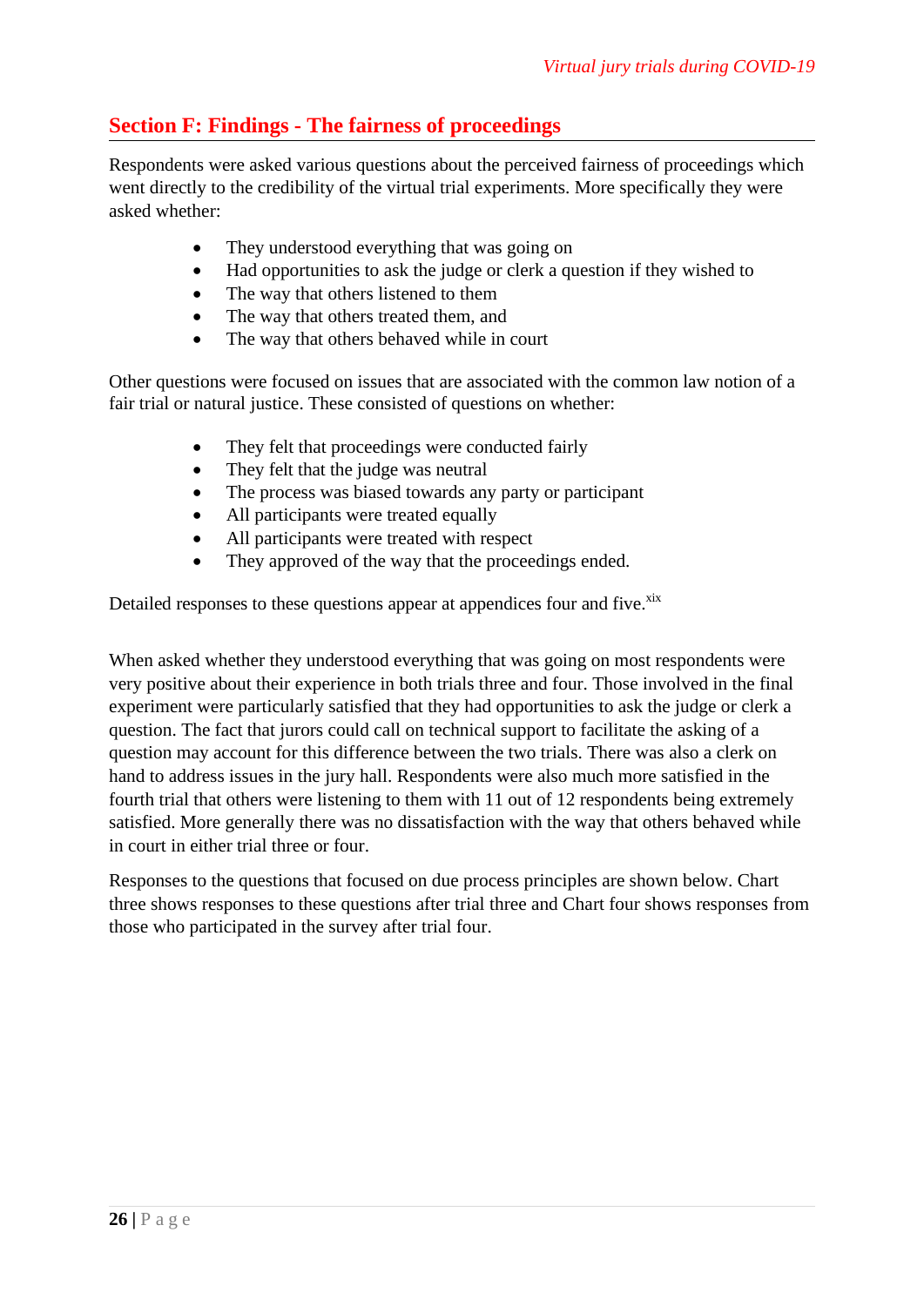## Section F: Findings - The fairness of proceedings

Respondents were asked various questions about the perceived fairness of proceedings which went directly to the credibility of the virtual trial experiments. More specifically they were asked whether:

- They understood everything that was going on
- Had opportunities to ask the judge or clerk a question if they wished to
- The way that others listened to them
- The way that others treated them, and
- The way that others behaved while in court

Other questions were focused on issues that are associated with the common law notion of a fair trial or natural justice. These consisted of questions on whether:

- They felt that proceedings were conducted fairly
- They felt that the judge was neutral
- The process was biased towards any party or participant
- All participants were treated equally
- All participants were treated with respect
- They approved of the way that the proceedings ended.

Detailed responses to these questions appear at appendices four and five.[xix]

When asked whether they understood everything that was going on most respondents were very positive about their experience in both trials three and four. Those involved in the final experiment were particularly satisfied that they had opportunities to ask the judge or clerk a question. The fact that jurors could call on technical support to facilitate the asking of a question may account for this difference between the two trials. There was also a clerk on hand to address issues in the jury hall. Respondents were also much more satisfied in the fourth trial that others were listening to them with 11 out of 12 respondents being extremely satisfied. More generally there was no dissatisfaction with the way that others behaved while in court in either trial three or four.

Responses to the questions that focused on due process principles are shown below. Chart three shows responses to these questions after trial three and Chart four shows responses from those who participated in the survey after trial four.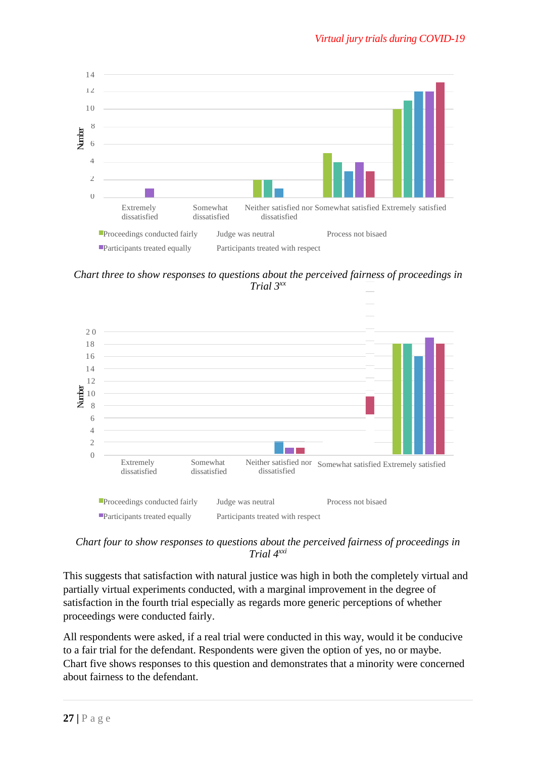Chart three to show responses to questions about the perceived fairness of proceedings in Trial 3[xx]

Chart four to show responses to questions about the perceived fairness of proceedings in Trial 4[xxi]

This suggests that satisfaction with natural justice was high in both the completely virtual and partially virtual experiments conducted, with a marginal improvement in the degree of satisfaction in the fourth trial especially as regards more generic perceptions of whether proceedings were conducted fairly.

All respondents were asked, if a real trial were conducted in this way, would it be conducive to a fair trial for the defendant. Respondents were given the option of yes, no or maybe. Chart five shows responses to this question and demonstrates that a minority were concerned about fairness to the defendant.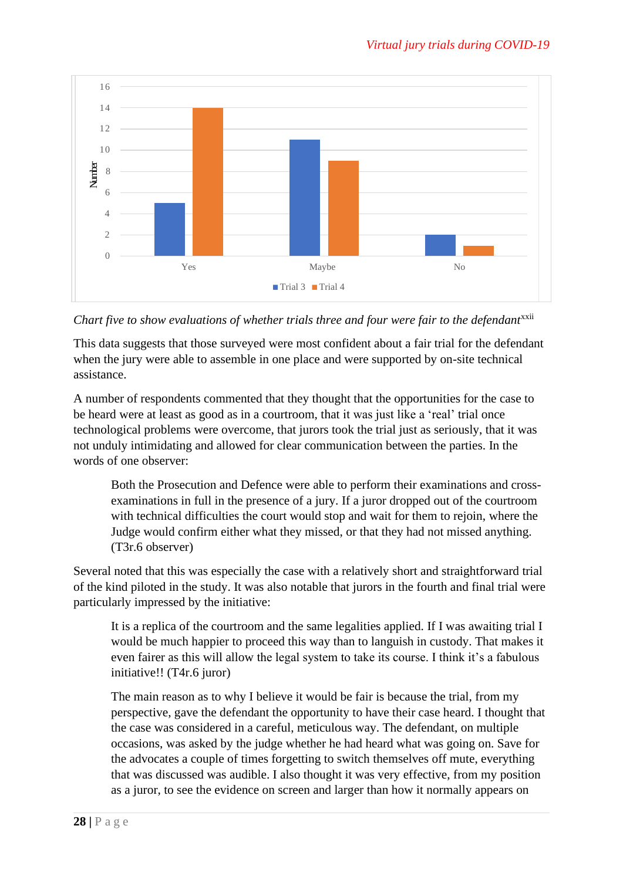| | Trial 3 | Trial 4 |
|---|---|---|
| Yes | 5 | 14 |
| Maybe | 11 | 9 |
| No | 2 | 1 |

*Chart five to show evaluations of whether trials three and four were fair to the defendant*[xxii]

This data suggests that those surveyed were most confident about a fair trial for the defendant when the jury were able to assemble in one place and were supported by on-site technical assistance.

A number of respondents commented that they thought that the opportunities for the case to be heard were at least as good as in a courtroom, that it was just like a 'real' trial once technological problems were overcome, that jurors took the trial just as seriously, that it was not unduly intimidating and allowed for clear communication between the parties. In the words of one observer:

> Both the Prosecution and Defence were able to perform their examinations and cross-examinations in full in the presence of a jury. If a juror dropped out of the courtroom with technical difficulties the court would stop and wait for them to rejoin, where the Judge would confirm either what they missed, or that they had not missed anything. (T3r.6 observer)

Several noted that this was especially the case with a relatively short and straightforward trial of the kind piloted in the study. It was also notable that jurors in the fourth and final trial were particularly impressed by the initiative:

> It is a replica of the courtroom and the same legalities applied. If I was awaiting trial I would be much happier to proceed this way than to languish in custody. That makes it even fairer as this will allow the legal system to take its course. I think it's a fabulous initiative!! (T4r.6 juror)

> The main reason as to why I believe it would be fair is because the trial, from my perspective, gave the defendant the opportunity to have their case heard. I thought that the case was considered in a careful, meticulous way. The defendant, on multiple occasions, was asked by the judge whether he had heard what was going on. Save for the advocates a couple of times forgetting to switch themselves off mute, everything that was discussed was audible. I also thought it was very effective, from my position as a juror, to see the evidence on screen and larger than how it normally appears on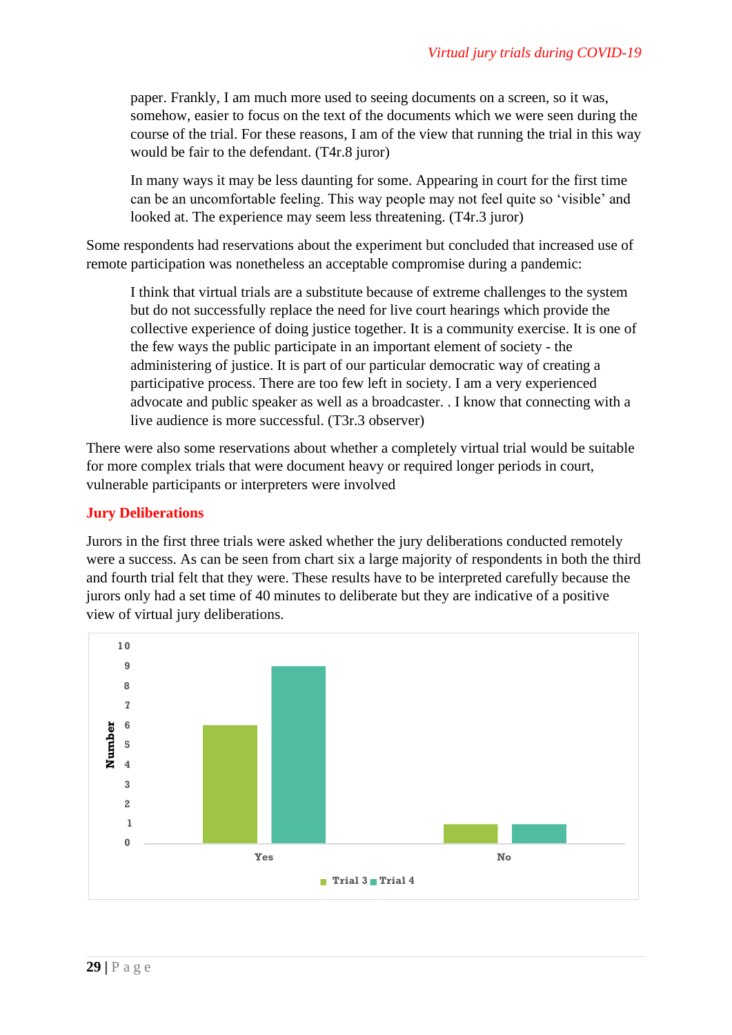> paper. Frankly, I am much more used to seeing documents on a screen, so it was, somehow, easier to focus on the text of the documents which we were seen during the course of the trial. For these reasons, I am of the view that running the trial in this way would be fair to the defendant. (T4r.8 juror)

> In many ways it may be less daunting for some. Appearing in court for the first time can be an uncomfortable feeling. This way people may not feel quite so 'visible' and looked at. The experience may seem less threatening. (T4r.3 juror)

Some respondents had reservations about the experiment but concluded that increased use of remote participation was nonetheless an acceptable compromise during a pandemic:

> I think that virtual trials are a substitute because of extreme challenges to the system but do not successfully replace the need for live court hearings which provide the collective experience of doing justice together. It is a community exercise. It is one of the few ways the public participate in an important element of society - the administering of justice. It is part of our particular democratic way of creating a participative process. There are too few left in society. I am a very experienced advocate and public speaker as well as a broadcaster. . I know that connecting with a live audience is more successful. (T3r.3 observer)

There were also some reservations about whether a completely virtual trial would be suitable for more complex trials that were document heavy or required longer periods in court, vulnerable participants or interpreters were involved

## Jury Deliberations

Jurors in the first three trials were asked whether the jury deliberations conducted remotely were a success. As can be seen from chart six a large majority of respondents in both the third and fourth trial felt that they were. These results have to be interpreted carefully because the jurors only had a set time of 40 minutes to deliberate but they are indicative of a positive view of virtual jury deliberations.

| | Trial 3 | Trial 4 |
|---|---|---|
| Yes | 6 | 9 |
| No | 1 | 1 |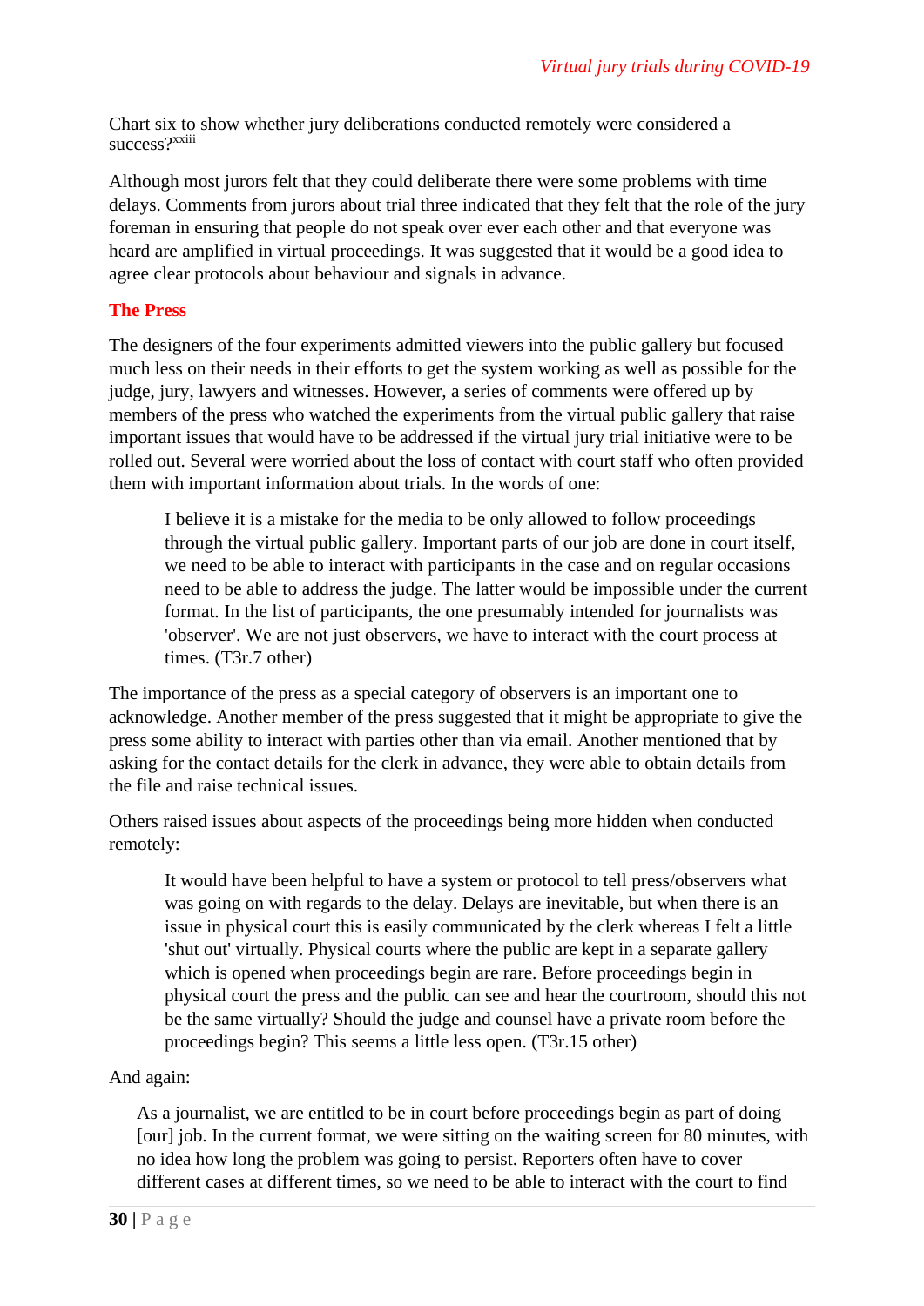Chart six to show whether jury deliberations conducted remotely were considered a success?[xxiii]

Although most jurors felt that they could deliberate there were some problems with time delays. Comments from jurors about trial three indicated that they felt that the role of the jury foreman in ensuring that people do not speak over ever each other and that everyone was heard are amplified in virtual proceedings. It was suggested that it would be a good idea to agree clear protocols about behaviour and signals in advance.

## The Press

The designers of the four experiments admitted viewers into the public gallery but focused much less on their needs in their efforts to get the system working as well as possible for the judge, jury, lawyers and witnesses. However, a series of comments were offered up by members of the press who watched the experiments from the virtual public gallery that raise important issues that would have to be addressed if the virtual jury trial initiative were to be rolled out. Several were worried about the loss of contact with court staff who often provided them with important information about trials. In the words of one:

> I believe it is a mistake for the media to be only allowed to follow proceedings through the virtual public gallery. Important parts of our job are done in court itself, we need to be able to interact with participants in the case and on regular occasions need to be able to address the judge. The latter would be impossible under the current format. In the list of participants, the one presumably intended for journalists was 'observer'. We are not just observers, we have to interact with the court process at times. (T3r.7 other)

The importance of the press as a special category of observers is an important one to acknowledge. Another member of the press suggested that it might be appropriate to give the press some ability to interact with parties other than via email. Another mentioned that by asking for the contact details for the clerk in advance, they were able to obtain details from the file and raise technical issues.

Others raised issues about aspects of the proceedings being more hidden when conducted remotely:

> It would have been helpful to have a system or protocol to tell press/observers what was going on with regards to the delay. Delays are inevitable, but when there is an issue in physical court this is easily communicated by the clerk whereas I felt a little 'shut out' virtually. Physical courts where the public are kept in a separate gallery which is opened when proceedings begin are rare. Before proceedings begin in physical court the press and the public can see and hear the courtroom, should this not be the same virtually? Should the judge and counsel have a private room before the proceedings begin? This seems a little less open. (T3r.15 other)

And again:

> As a journalist, we are entitled to be in court before proceedings begin as part of doing [our] job. In the current format, we were sitting on the waiting screen for 80 minutes, with no idea how long the problem was going to persist. Reporters often have to cover different cases at different times, so we need to be able to interact with the court to find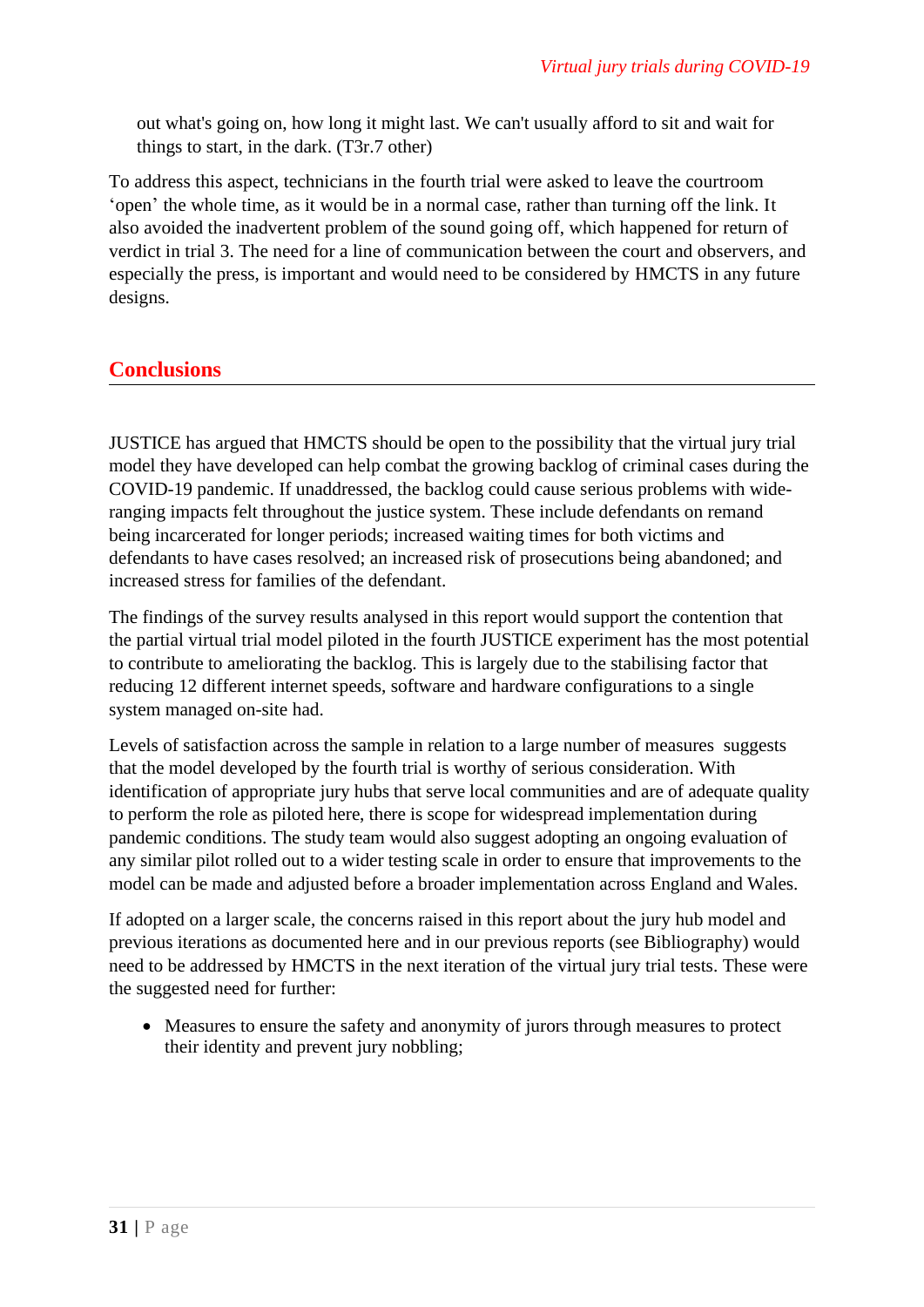out what's going on, how long it might last. We can't usually afford to sit and wait for things to start, in the dark. (T3r.7 other)

To address this aspect, technicians in the fourth trial were asked to leave the courtroom 'open' the whole time, as it would be in a normal case, rather than turning off the link. It also avoided the inadvertent problem of the sound going off, which happened for return of verdict in trial 3. The need for a line of communication between the court and observers, and especially the press, is important and would need to be considered by HMCTS in any future designs.

## Conclusions

JUSTICE has argued that HMCTS should be open to the possibility that the virtual jury trial model they have developed can help combat the growing backlog of criminal cases during the COVID-19 pandemic. If unaddressed, the backlog could cause serious problems with wide-ranging impacts felt throughout the justice system. These include defendants on remand being incarcerated for longer periods; increased waiting times for both victims and defendants to have cases resolved; an increased risk of prosecutions being abandoned; and increased stress for families of the defendant.

The findings of the survey results analysed in this report would support the contention that the partial virtual trial model piloted in the fourth JUSTICE experiment has the most potential to contribute to ameliorating the backlog. This is largely due to the stabilising factor that reducing 12 different internet speeds, software and hardware configurations to a single system managed on-site had.

Levels of satisfaction across the sample in relation to a large number of measures suggests that the model developed by the fourth trial is worthy of serious consideration. With identification of appropriate jury hubs that serve local communities and are of adequate quality to perform the role as piloted here, there is scope for widespread implementation during pandemic conditions. The study team would also suggest adopting an ongoing evaluation of any similar pilot rolled out to a wider testing scale in order to ensure that improvements to the model can be made and adjusted before a broader implementation across England and Wales.

If adopted on a larger scale, the concerns raised in this report about the jury hub model and previous iterations as documented here and in our previous reports (see Bibliography) would need to be addressed by HMCTS in the next iteration of the virtual jury trial tests. These were the suggested need for further:

- Measures to ensure the safety and anonymity of jurors through measures to protect their identity and prevent jury nobbling;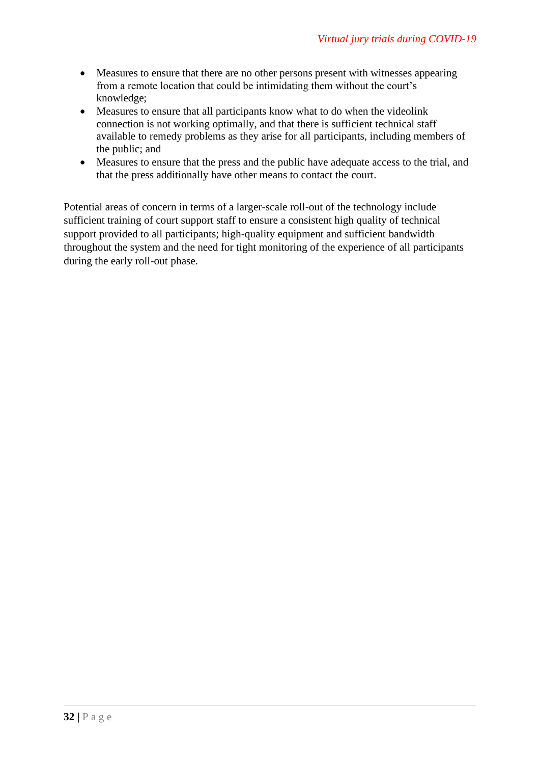- Measures to ensure that there are no other persons present with witnesses appearing from a remote location that could be intimidating them without the court's knowledge;
- Measures to ensure that all participants know what to do when the videolink connection is not working optimally, and that there is sufficient technical staff available to remedy problems as they arise for all participants, including members of the public; and
- Measures to ensure that the press and the public have adequate access to the trial, and that the press additionally have other means to contact the court.

Potential areas of concern in terms of a larger-scale roll-out of the technology include sufficient training of court support staff to ensure a consistent high quality of technical support provided to all participants; high-quality equipment and sufficient bandwidth throughout the system and the need for tight monitoring of the experience of all participants during the early roll-out phase.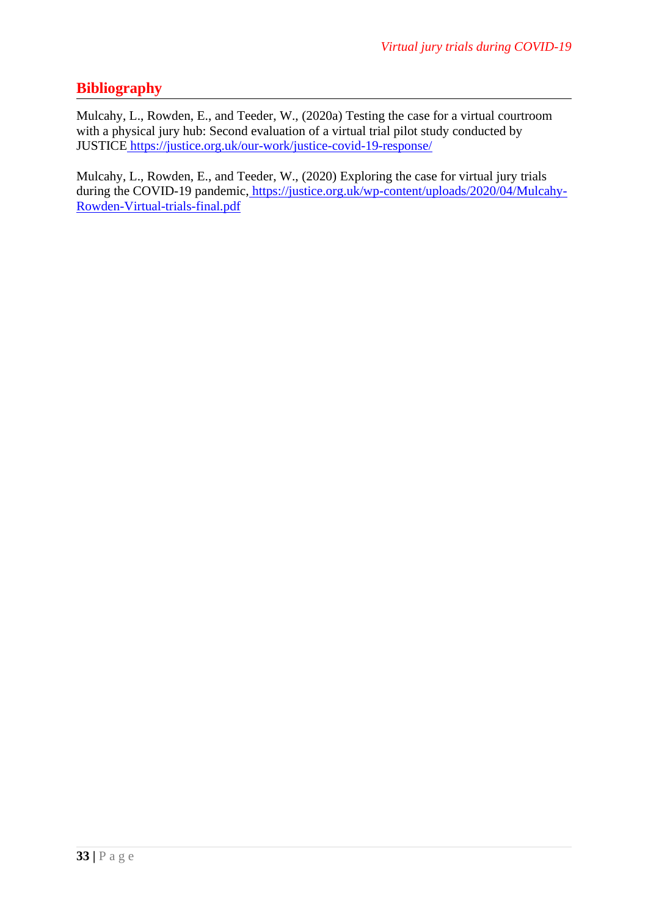## Bibliography

Mulcahy, L., Rowden, E., and Teeder, W., (2020a) Testing the case for a virtual courtroom with a physical jury hub: Second evaluation of a virtual trial pilot study conducted by JUSTICE https://justice.org.uk/our-work/justice-covid-19-response/

Mulcahy, L., Rowden, E., and Teeder, W., (2020) Exploring the case for virtual jury trials during the COVID-19 pandemic, https://justice.org.uk/wp-content/uploads/2020/04/Mulcahy-Rowden-Virtual-trials-final.pdf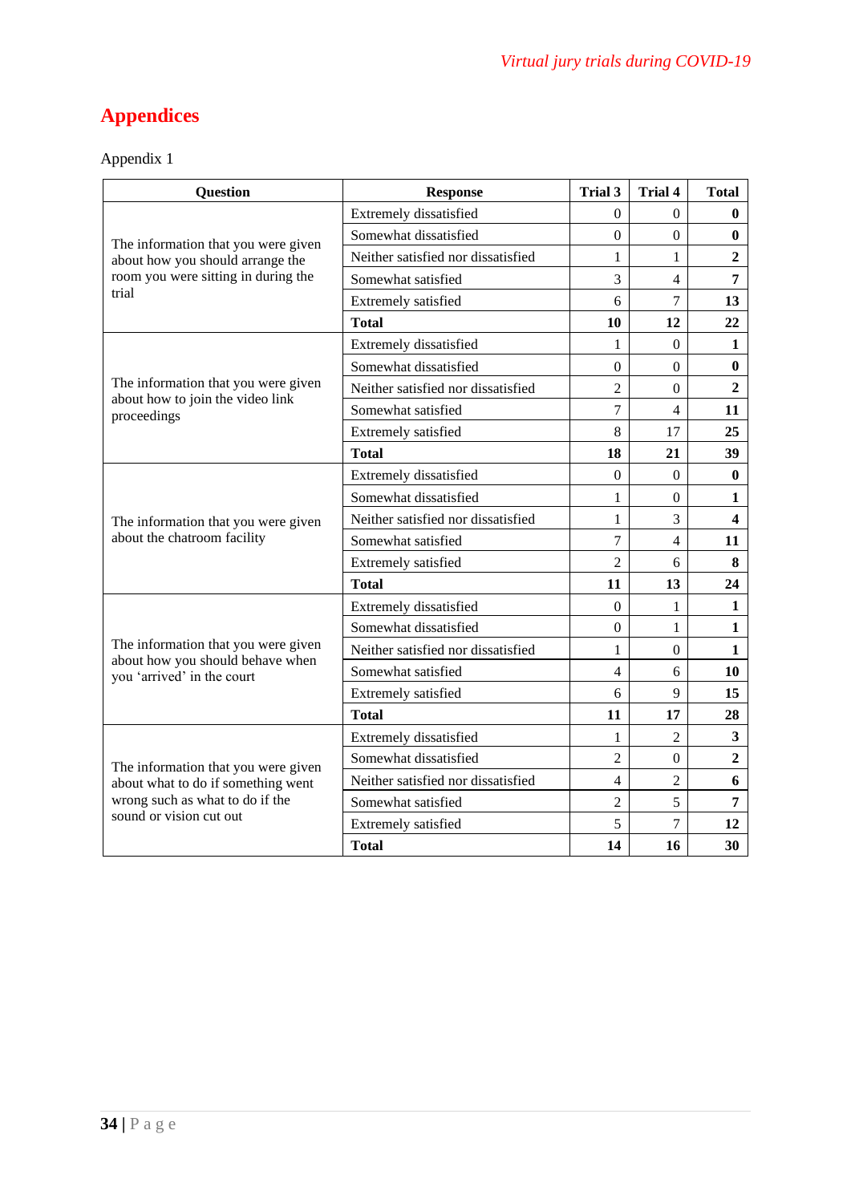# Appendices

Appendix 1

| Question | Response | Trial 3 | Trial 4 | Total |
|---|---|---|---|---|
| The information that you were given about how you should arrange the room you were sitting in during the trial | Extremely dissatisfied | 0 | 0 | **0** |
| | Somewhat dissatisfied | 0 | 0 | **0** |
| | Neither satisfied nor dissatisfied | 1 | 1 | **2** |
| | Somewhat satisfied | 3 | 4 | **7** |
| | Extremely satisfied | 6 | 7 | **13** |
| | **Total** | **10** | **12** | **22** |
| The information that you were given about how to join the video link proceedings | Extremely dissatisfied | 1 | 0 | **1** |
| | Somewhat dissatisfied | 0 | 0 | **0** |
| | Neither satisfied nor dissatisfied | 2 | 0 | **2** |
| | Somewhat satisfied | 7 | 4 | **11** |
| | Extremely satisfied | 8 | 17 | **25** |
| | **Total** | **18** | **21** | **39** |
| The information that you were given about the chatroom facility | Extremely dissatisfied | 0 | 0 | **0** |
| | Somewhat dissatisfied | 1 | 0 | **1** |
| | Neither satisfied nor dissatisfied | 1 | 3 | **4** |
| | Somewhat satisfied | 7 | 4 | **11** |
| | Extremely satisfied | 2 | 6 | **8** |
| | **Total** | **11** | **13** | **24** |
| The information that you were given about how you should behave when you 'arrived' in the court | Extremely dissatisfied | 0 | 1 | **1** |
| | Somewhat dissatisfied | 0 | 1 | **1** |
| | Neither satisfied nor dissatisfied | 1 | 0 | **1** |
| | Somewhat satisfied | 4 | 6 | **10** |
| | Extremely satisfied | 6 | 9 | **15** |
| | **Total** | **11** | **17** | **28** |
| The information that you were given about what to do if something went wrong such as what to do if the sound or vision cut out | Extremely dissatisfied | 1 | 2 | **3** |
| | Somewhat dissatisfied | 2 | 0 | **2** |
| | Neither satisfied nor dissatisfied | 4 | 2 | **6** |
| | Somewhat satisfied | 2 | 5 | **7** |
| | Extremely satisfied | 5 | 7 | **12** |
| | **Total** | **14** | **16** | **30** |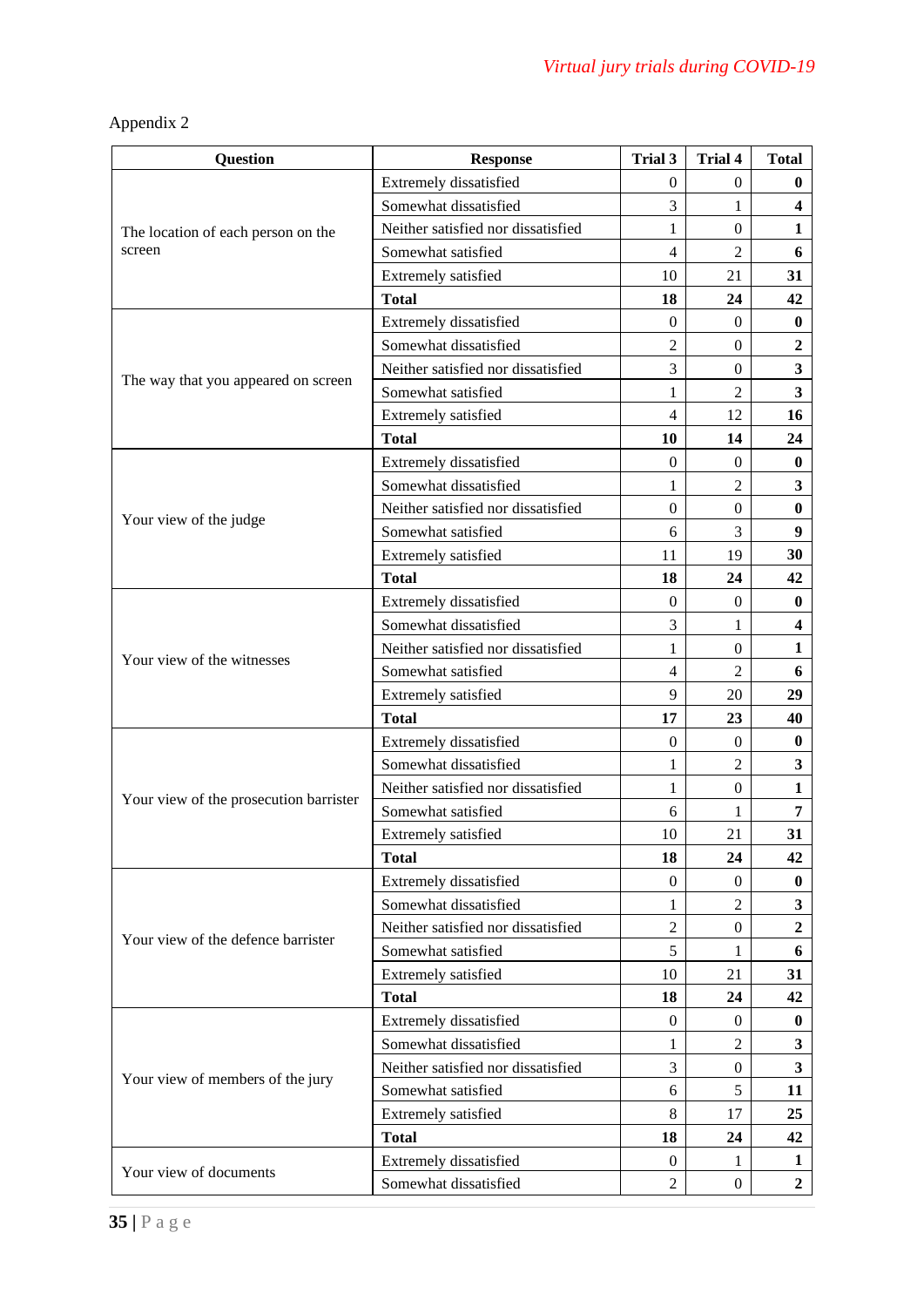Appendix 2

| Question | Response | Trial 3 | Trial 4 | Total |
|---|---|---|---|---|
| The location of each person on the screen | Extremely dissatisfied | 0 | 0 | **0** |
| | Somewhat dissatisfied | 3 | 1 | **4** |
| | Neither satisfied nor dissatisfied | 1 | 0 | **1** |
| | Somewhat satisfied | 4 | 2 | **6** |
| | Extremely satisfied | 10 | 21 | **31** |
| | **Total** | **18** | **24** | **42** |
| The way that you appeared on screen | Extremely dissatisfied | 0 | 0 | **0** |
| | Somewhat dissatisfied | 2 | 0 | **2** |
| | Neither satisfied nor dissatisfied | 3 | 0 | **3** |
| | Somewhat satisfied | 1 | 2 | **3** |
| | Extremely satisfied | 4 | 12 | **16** |
| | **Total** | **10** | **14** | **24** |
| Your view of the judge | Extremely dissatisfied | 0 | 0 | **0** |
| | Somewhat dissatisfied | 1 | 2 | **3** |
| | Neither satisfied nor dissatisfied | 0 | 0 | **0** |
| | Somewhat satisfied | 6 | 3 | **9** |
| | Extremely satisfied | 11 | 19 | **30** |
| | **Total** | **18** | **24** | **42** |
| Your view of the witnesses | Extremely dissatisfied | 0 | 0 | **0** |
| | Somewhat dissatisfied | 3 | 1 | **4** |
| | Neither satisfied nor dissatisfied | 1 | 0 | **1** |
| | Somewhat satisfied | 4 | 2 | **6** |
| | Extremely satisfied | 9 | 20 | **29** |
| | **Total** | **17** | **23** | **40** |
| Your view of the prosecution barrister | Extremely dissatisfied | 0 | 0 | **0** |
| | Somewhat dissatisfied | 1 | 2 | **3** |
| | Neither satisfied nor dissatisfied | 1 | 0 | **1** |
| | Somewhat satisfied | 6 | 1 | **7** |
| | Extremely satisfied | 10 | 21 | **31** |
| | **Total** | **18** | **24** | **42** |
| Your view of the defence barrister | Extremely dissatisfied | 0 | 0 | **0** |
| | Somewhat dissatisfied | 1 | 2 | **3** |
| | Neither satisfied nor dissatisfied | 2 | 0 | **2** |
| | Somewhat satisfied | 5 | 1 | **6** |
| | Extremely satisfied | 10 | 21 | **31** |
| | **Total** | **18** | **24** | **42** |
| Your view of members of the jury | Extremely dissatisfied | 0 | 0 | **0** |
| | Somewhat dissatisfied | 1 | 2 | **3** |
| | Neither satisfied nor dissatisfied | 3 | 0 | **3** |
| | Somewhat satisfied | 6 | 5 | **11** |
| | Extremely satisfied | 8 | 17 | **25** |
| | **Total** | **18** | **24** | **42** |
| Your view of documents | Extremely dissatisfied | 0 | 1 | **1** |
| | Somewhat dissatisfied | 2 | 0 | **2** |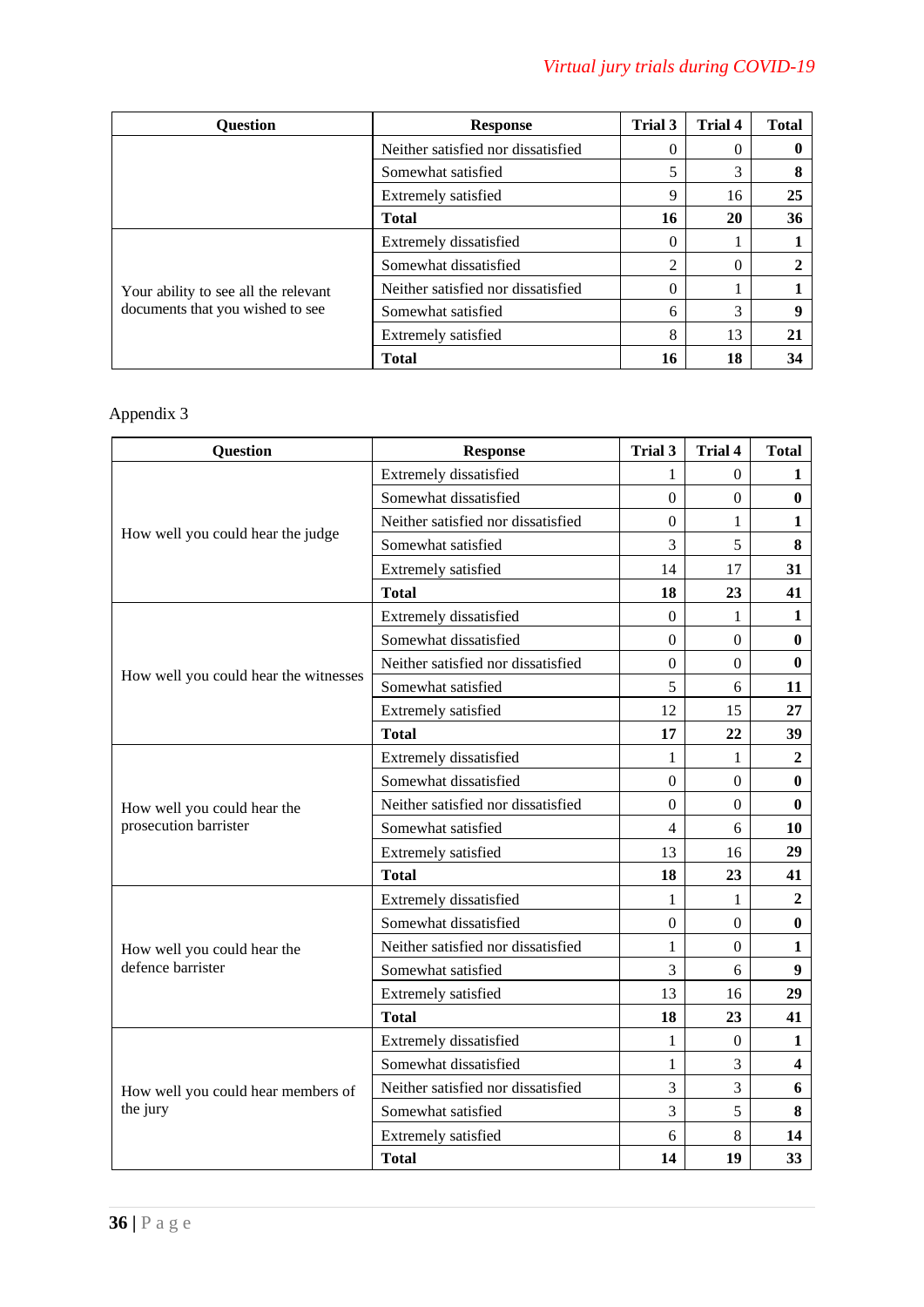| Question | Response | Trial 3 | Trial 4 | Total |
|---|---|---|---|---|
| | Neither satisfied nor dissatisfied | 0 | 0 | **0** |
| | Somewhat satisfied | 5 | 3 | **8** |
| | Extremely satisfied | 9 | 16 | **25** |
| | **Total** | **16** | **20** | **36** |
| Your ability to see all the relevant documents that you wished to see | Extremely dissatisfied | 0 | 1 | **1** |
| | Somewhat dissatisfied | 2 | 0 | **2** |
| | Neither satisfied nor dissatisfied | 0 | 1 | **1** |
| | Somewhat satisfied | 6 | 3 | **9** |
| | Extremely satisfied | 8 | 13 | **21** |
| | **Total** | **16** | **18** | **34** |

Appendix 3

| Question | Response | Trial 3 | Trial 4 | Total |
|---|---|---|---|---|
| How well you could hear the judge | Extremely dissatisfied | 1 | 0 | **1** |
| | Somewhat dissatisfied | 0 | 0 | **0** |
| | Neither satisfied nor dissatisfied | 0 | 1 | **1** |
| | Somewhat satisfied | 3 | 5 | **8** |
| | Extremely satisfied | 14 | 17 | **31** |
| | **Total** | **18** | **23** | **41** |
| How well you could hear the witnesses | Extremely dissatisfied | 0 | 1 | **1** |
| | Somewhat dissatisfied | 0 | 0 | **0** |
| | Neither satisfied nor dissatisfied | 0 | 0 | **0** |
| | Somewhat satisfied | 5 | 6 | **11** |
| | Extremely satisfied | 12 | 15 | **27** |
| | **Total** | **17** | **22** | **39** |
| How well you could hear the prosecution barrister | Extremely dissatisfied | 1 | 1 | **2** |
| | Somewhat dissatisfied | 0 | 0 | **0** |
| | Neither satisfied nor dissatisfied | 0 | 0 | **0** |
| | Somewhat satisfied | 4 | 6 | **10** |
| | Extremely satisfied | 13 | 16 | **29** |
| | **Total** | **18** | **23** | **41** |
| How well you could hear the defence barrister | Extremely dissatisfied | 1 | 1 | **2** |
| | Somewhat dissatisfied | 0 | 0 | **0** |
| | Neither satisfied nor dissatisfied | 1 | 0 | **1** |
| | Somewhat satisfied | 3 | 6 | **9** |
| | Extremely satisfied | 13 | 16 | **29** |
| | **Total** | **18** | **23** | **41** |
| How well you could hear members of the jury | Extremely dissatisfied | 1 | 0 | **1** |
| | Somewhat dissatisfied | 1 | 3 | **4** |
| | Neither satisfied nor dissatisfied | 3 | 3 | **6** |
| | Somewhat satisfied | 3 | 5 | **8** |
| | Extremely satisfied | 6 | 8 | **14** |
| | **Total** | **14** | **19** | **33** |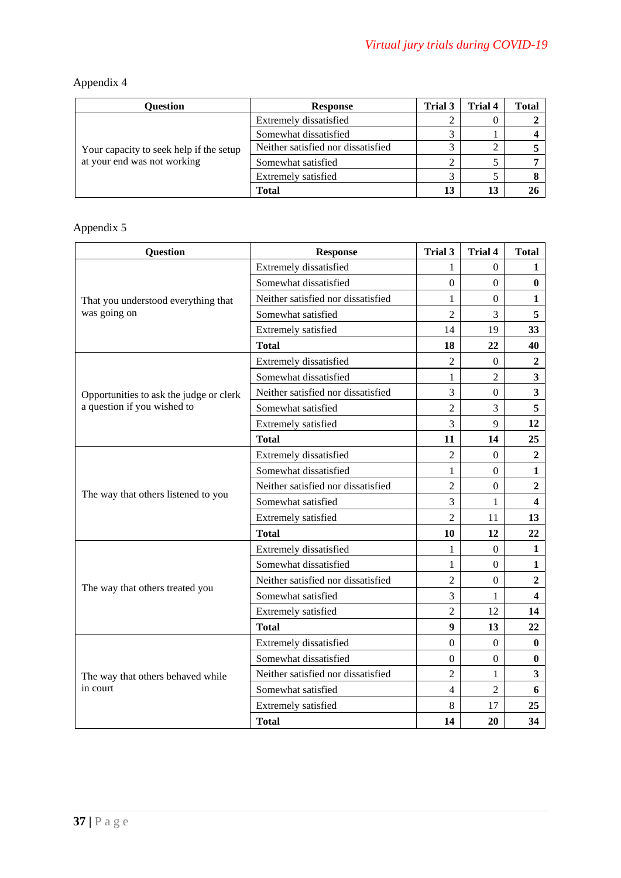Appendix 4

| Question | Response | Trial 3 | Trial 4 | Total |
|---|---|---|---|---|
| Your capacity to seek help if the setup at your end was not working | Extremely dissatisfied | 2 | 0 | **2** |
| | Somewhat dissatisfied | 3 | 1 | **4** |
| | Neither satisfied nor dissatisfied | 3 | 2 | **5** |
| | Somewhat satisfied | 2 | 5 | **7** |
| | Extremely satisfied | 3 | 5 | **8** |
| | **Total** | **13** | **13** | **26** |

Appendix 5

| Question | Response | Trial 3 | Trial 4 | Total |
|---|---|---|---|---|
| That you understood everything that was going on | Extremely dissatisfied | 1 | 0 | **1** |
| | Somewhat dissatisfied | 0 | 0 | **0** |
| | Neither satisfied nor dissatisfied | 1 | 0 | **1** |
| | Somewhat satisfied | 2 | 3 | **5** |
| | Extremely satisfied | 14 | 19 | **33** |
| | **Total** | **18** | **22** | **40** |
| Opportunities to ask the judge or clerk a question if you wished to | Extremely dissatisfied | 2 | 0 | **2** |
| | Somewhat dissatisfied | 1 | 2 | **3** |
| | Neither satisfied nor dissatisfied | 3 | 0 | **3** |
| | Somewhat satisfied | 2 | 3 | **5** |
| | Extremely satisfied | 3 | 9 | **12** |
| | **Total** | **11** | **14** | **25** |
| The way that others listened to you | Extremely dissatisfied | 2 | 0 | **2** |
| | Somewhat dissatisfied | 1 | 0 | **1** |
| | Neither satisfied nor dissatisfied | 2 | 0 | **2** |
| | Somewhat satisfied | 3 | 1 | **4** |
| | Extremely satisfied | 2 | 11 | **13** |
| | **Total** | **10** | **12** | **22** |
| The way that others treated you | Extremely dissatisfied | 1 | 0 | **1** |
| | Somewhat dissatisfied | 1 | 0 | **1** |
| | Neither satisfied nor dissatisfied | 2 | 0 | **2** |
| | Somewhat satisfied | 3 | 1 | **4** |
| | Extremely satisfied | 2 | 12 | **14** |
| | **Total** | **9** | **13** | **22** |
| The way that others behaved while in court | Extremely dissatisfied | 0 | 0 | **0** |
| | Somewhat dissatisfied | 0 | 0 | **0** |
| | Neither satisfied nor dissatisfied | 2 | 1 | **3** |
| | Somewhat satisfied | 4 | 2 | **6** |
| | Extremely satisfied | 8 | 17 | **25** |
| | **Total** | **14** | **20** | **34** |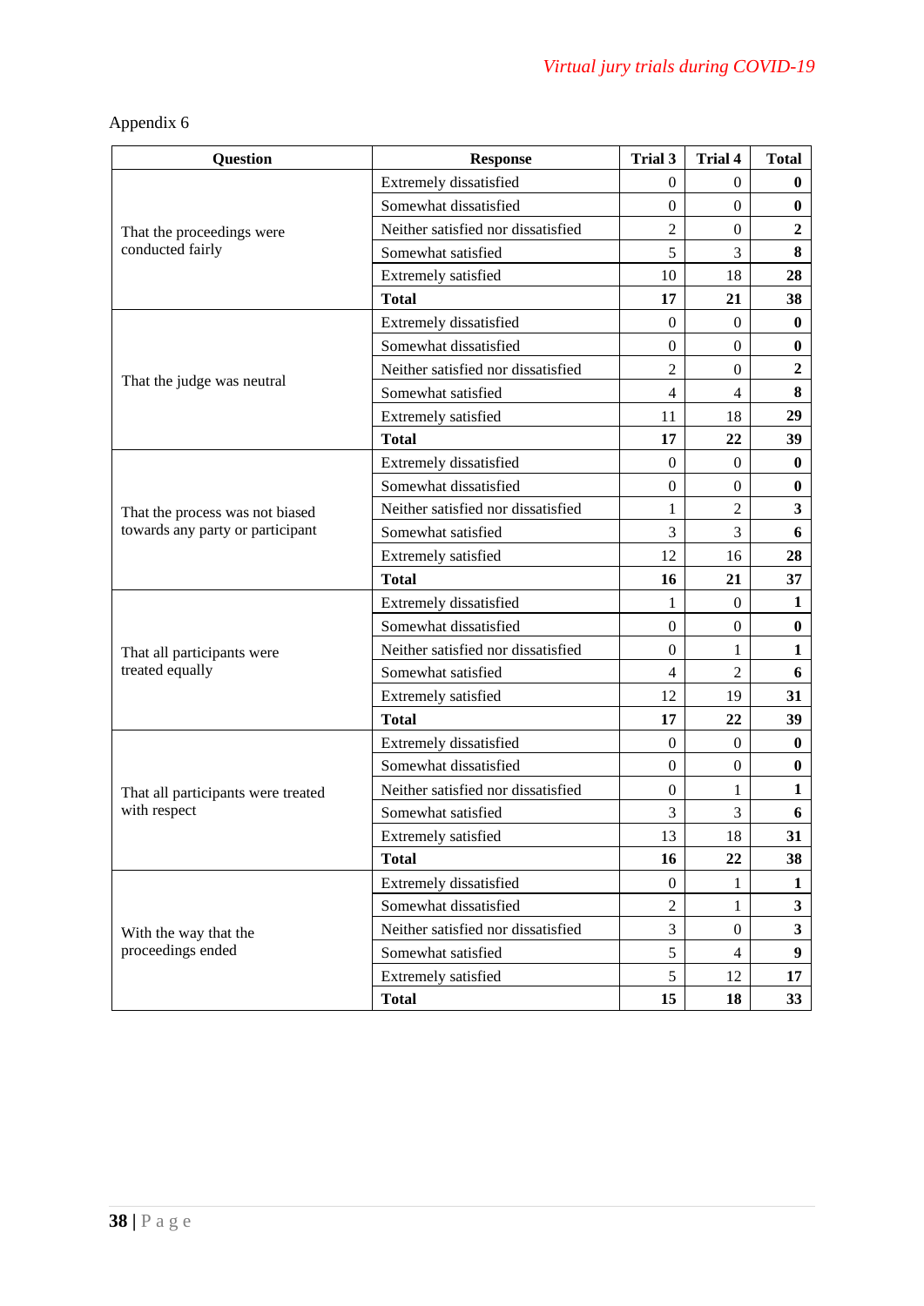Appendix 6

| Question | Response | Trial 3 | Trial 4 | Total |
|---|---|---|---|---|
| That the proceedings were conducted fairly | Extremely dissatisfied | 0 | 0 | **0** |
| | Somewhat dissatisfied | 0 | 0 | **0** |
| | Neither satisfied nor dissatisfied | 2 | 0 | **2** |
| | Somewhat satisfied | 5 | 3 | **8** |
| | Extremely satisfied | 10 | 18 | **28** |
| | **Total** | **17** | **21** | **38** |
| That the judge was neutral | Extremely dissatisfied | 0 | 0 | **0** |
| | Somewhat dissatisfied | 0 | 0 | **0** |
| | Neither satisfied nor dissatisfied | 2 | 0 | **2** |
| | Somewhat satisfied | 4 | 4 | **8** |
| | Extremely satisfied | 11 | 18 | **29** |
| | **Total** | **17** | **22** | **39** |
| That the process was not biased towards any party or participant | Extremely dissatisfied | 0 | 0 | **0** |
| | Somewhat dissatisfied | 0 | 0 | **0** |
| | Neither satisfied nor dissatisfied | 1 | 2 | **3** |
| | Somewhat satisfied | 3 | 3 | **6** |
| | Extremely satisfied | 12 | 16 | **28** |
| | **Total** | **16** | **21** | **37** |
| That all participants were treated equally | Extremely dissatisfied | 1 | 0 | **1** |
| | Somewhat dissatisfied | 0 | 0 | **0** |
| | Neither satisfied nor dissatisfied | 0 | 1 | **1** |
| | Somewhat satisfied | 4 | 2 | **6** |
| | Extremely satisfied | 12 | 19 | **31** |
| | **Total** | **17** | **22** | **39** |
| That all participants were treated with respect | Extremely dissatisfied | 0 | 0 | **0** |
| | Somewhat dissatisfied | 0 | 0 | **0** |
| | Neither satisfied nor dissatisfied | 0 | 1 | **1** |
| | Somewhat satisfied | 3 | 3 | **6** |
| | Extremely satisfied | 13 | 18 | **31** |
| | **Total** | **16** | **22** | **38** |
| With the way that the proceedings ended | Extremely dissatisfied | 0 | 1 | **1** |
| | Somewhat dissatisfied | 2 | 1 | **3** |
| | Neither satisfied nor dissatisfied | 3 | 0 | **3** |
| | Somewhat satisfied | 5 | 4 | **9** |
| | Extremely satisfied | 5 | 12 | **17** |
| | **Total** | **15** | **18** | **33** |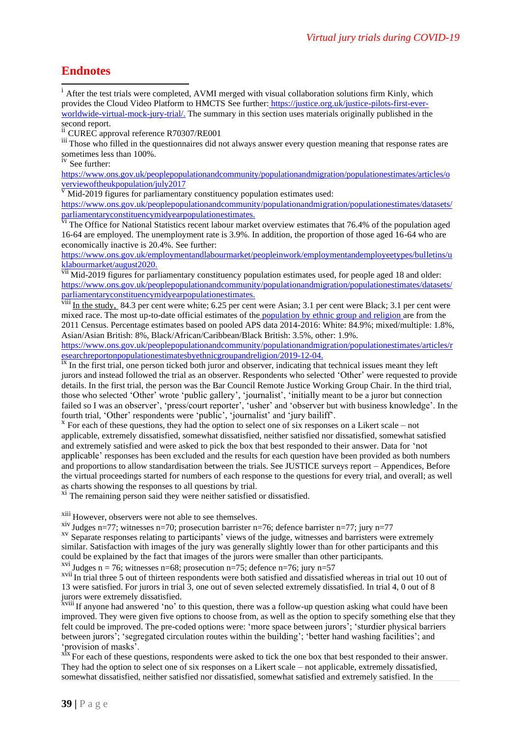## Endnotes

[i] After the test trials were completed, AVMI merged with visual collaboration solutions firm Kinly, which provides the Cloud Video Platform to HMCTS See further: https://justice.org.uk/justice-pilots-first-ever-worldwide-virtual-mock-jury-trial/. The summary in this section uses materials originally published in the second report.

[ii] CUREC approval reference R70307/RE001

[iii] Those who filled in the questionnaires did not always answer every question meaning that response rates are sometimes less than 100%.

[iv] See further: https://www.ons.gov.uk/peoplepopulationandcommunity/populationandmigration/populationestimates/articles/overviewoftheukpopulation/july2017

[v] Mid-2019 figures for parliamentary constituency population estimates used: https://www.ons.gov.uk/peoplepopulationandcommunity/populationandmigration/populationestimates/datasets/parliamentaryconstituencymidyearpopulationestimates.

[vi] The Office for National Statistics recent labour market overview estimates that 76.4% of the population aged 16-64 are employed. The unemployment rate is 3.9%. In addition, the proportion of those aged 16-64 who are economically inactive is 20.4%. See further: https://www.ons.gov.uk/employmentandlabourmarket/peopleinwork/employmentandemployeetypes/bulletins/uklabourmarket/august2020.

[vii] Mid-2019 figures for parliamentary constituency population estimates used, for people aged 18 and older: https://www.ons.gov.uk/peoplepopulationandcommunity/populationandmigration/populationestimates/datasets/parliamentaryconstituencymidyearpopulationestimates.

[viii] In the study, 84.3 per cent were white; 6.25 per cent were Asian; 3.1 per cent were Black; 3.1 per cent were mixed race. The most up-to-date official estimates of the population by ethnic group and religion are from the 2011 Census. Percentage estimates based on pooled APS data 2014-2016: White: 84.9%; mixed/multiple: 1.8%, Asian/Asian British: 8%, Black/African/Caribbean/Black British: 3.5%, other: 1.9%. https://www.ons.gov.uk/peoplepopulationandcommunity/populationandmigration/populationestimates/articles/researchreportonpopulationestimatesbyethnicgroupandreligion/2019-12-04.

[ix] In the first trial, one person ticked both juror and observer, indicating that technical issues meant they left jurors and instead followed the trial as an observer. Respondents who selected 'Other' were requested to provide details. In the first trial, the person was the Bar Council Remote Justice Working Group Chair. In the third trial, those who selected 'Other' wrote 'public gallery', 'journalist', 'initially meant to be a juror but connection failed so I was an observer', 'press/court reporter', 'usher' and 'observer but with business knowledge'. In the fourth trial, 'Other' respondents were 'public', 'journalist' and 'jury bailiff'.

[x] For each of these questions, they had the option to select one of six responses on a Likert scale – not applicable, extremely dissatisfied, somewhat dissatisfied, neither satisfied nor dissatisfied, somewhat satisfied and extremely satisfied and were asked to pick the box that best responded to their answer. Data for 'not applicable' responses has been excluded and the results for each question have been provided as both numbers and proportions to allow standardisation between the trials. See JUSTICE surveys report – Appendices, Before the virtual proceedings started for numbers of each response to the questions for every trial, and overall; as well as charts showing the responses to all questions by trial.

[xi] The remaining person said they were neither satisfied or dissatisfied.

[xiii] However, observers were not able to see themselves.

[xiv] Judges n=77; witnesses n=70; prosecution barrister n=76; defence barrister n=77; jury n=77

[xv] Separate responses relating to participants' views of the judge, witnesses and barristers were extremely similar. Satisfaction with images of the jury was generally slightly lower than for other participants and this could be explained by the fact that images of the jurors were smaller than other participants.

[xvi] Judges n = 76; witnesses n=68; prosecution n=75; defence n=76; jury n=57

[xvii] In trial three 5 out of thirteen respondents were both satisfied and dissatisfied whereas in trial out 10 out of 13 were satisfied. For jurors in trial 3, one out of seven selected extremely dissatisfied. In trial 4, 0 out of 8 jurors were extremely dissatisfied.

[xviii] If anyone had answered 'no' to this question, there was a follow-up question asking what could have been improved. They were given five options to choose from, as well as the option to specify something else that they felt could be improved. The pre-coded options were: 'more space between jurors'; 'sturdier physical barriers between jurors'; 'segregated circulation routes within the building'; 'better hand washing facilities'; and 'provision of masks'.

[xix] For each of these questions, respondents were asked to tick the one box that best responded to their answer. They had the option to select one of six responses on a Likert scale – not applicable, extremely dissatisfied, somewhat dissatisfied, neither satisfied nor dissatisfied, somewhat satisfied and extremely satisfied. In the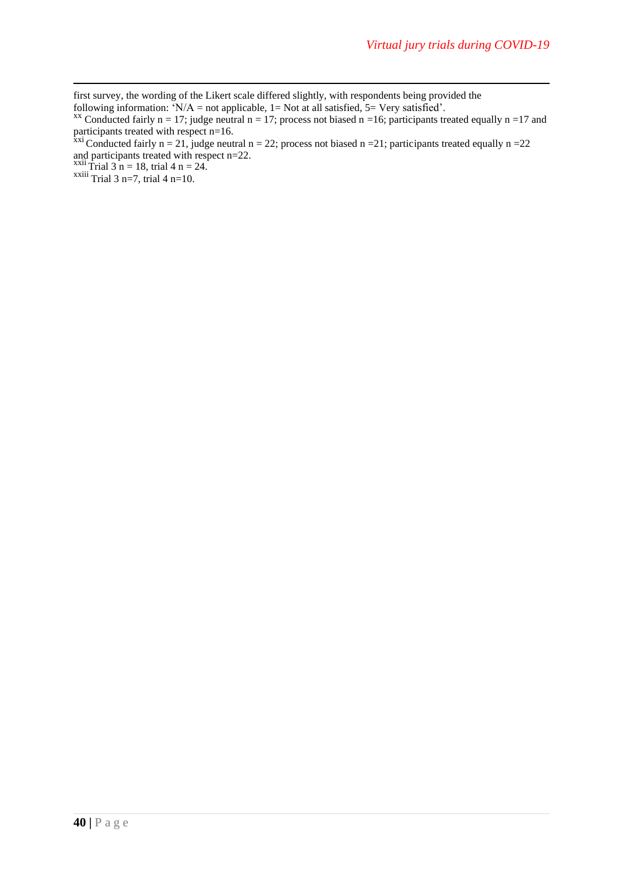first survey, the wording of the Likert scale differed slightly, with respondents being provided the following information: 'N/A = not applicable, 1= Not at all satisfied, 5= Very satisfied'.

[xx] Conducted fairly n = 17; judge neutral n = 17; process not biased n =16; participants treated equally n =17 and participants treated with respect n=16.

[xxi] Conducted fairly n = 21, judge neutral n = 22; process not biased n =21; participants treated equally n =22 and participants treated with respect n=22.

[xxii] Trial 3 n = 18, trial 4 n = 24.

[xxiii] Trial 3 n=7, trial 4 n=10.